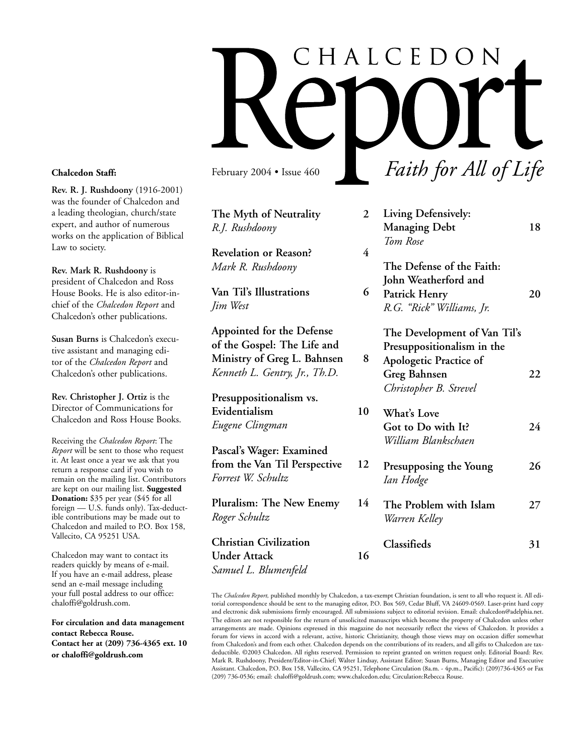# CHALCEDON Report

February 2004 • Issue 460

*Faith for All of Life*

**The Myth of Neutrality** 2
*R.J. Rushdoony*

**Revelation or Reason?** 4
*Mark R. Rushdoony*

**Van Til's Illustrations** 6
*Jim West*

**Appointed for the Defense of the Gospel: The Life and Ministry of Greg L. Bahnsen** 8
*Kenneth L. Gentry, Jr., Th.D.*

**Presuppositionalism vs. Evidentialism** 10
*Eugene Clingman*

**Pascal's Wager: Examined from the Van Til Perspective** 12
*Forrest W. Schultz*

**Pluralism: The New Enemy** 14
*Roger Schultz*

**Christian Civilization Under Attack** 16
*Samuel L. Blumenfeld*

**Living Defensively: Managing Debt** 18
*Tom Rose*

**The Defense of the Faith: John Weatherford and Patrick Henry** 20
*R.G. "Rick" Williams, Jr.*

**The Development of Van Til's Presuppositionalism in the Apologetic Practice of Greg Bahnsen** 22
*Christopher B. Strevel*

**What's Love Got to Do with It?** 24
*William Blankschaen*

**Presupposing the Young** 26
*Ian Hodge*

**The Problem with Islam** 27
*Warren Kelley*

**Classifieds** 31

**Chalcedon Staff:**

**Rev. R. J. Rushdoony** (1916-2001) was the founder of Chalcedon and a leading theologian, church/state expert, and author of numerous works on the application of Biblical Law to society.

**Rev. Mark R. Rushdoony** is president of Chalcedon and Ross House Books. He is also editor-in-chief of the *Chalcedon Report* and Chalcedon's other publications.

**Susan Burns** is Chalcedon's executive assistant and managing editor of the *Chalcedon Report* and Chalcedon's other publications.

**Rev. Christopher J. Ortiz** is the Director of Communications for Chalcedon and Ross House Books.

Receiving the *Chalcedon Report*: The *Report* will be sent to those who request it. At least once a year we ask that you return a response card if you wish to remain on the mailing list. Contributors are kept on our mailing list. **Suggested Donation:** $35 per year ($45 for all foreign — U.S. funds only). Tax-deductible contributions may be made out to Chalcedon and mailed to P.O. Box 158, Vallecito, CA 95251 USA.

Chalcedon may want to contact its readers quickly by means of e-mail. If you have an e-mail address, please send an e-mail message including your full postal address to our office: chaloffi@goldrush.com.

**For circulation and data management contact Rebecca Rouse. Contact her at (209) 736-4365 ext. 10 or chaloffi@goldrush.com**

The *Chalcedon Report,* published monthly by Chalcedon, a tax-exempt Christian foundation, is sent to all who request it. All editorial correspondence should be sent to the managing editor, P.O. Box 569, Cedar Bluff, VA 24609-0569. Laser-print hard copy and electronic disk submissions firmly encouraged. All submissions subject to editorial revision. Email: chalcedon@adelphia.net. The editors are not responsible for the return of unsolicited manuscripts which become the property of Chalcedon unless other arrangements are made. Opinions expressed in this magazine do not necessarily reflect the views of Chalcedon. It provides a forum for views in accord with a relevant, active, historic Christianity, though those views may on occasion differ somewhat from Chalcedon's and from each other. Chalcedon depends on the contributions of its readers, and all gifts to Chalcedon are tax-deductible. ©2003 Chalcedon. All rights reserved. Permission to reprint granted on written request only. Editorial Board: Rev. Mark R. Rushdoony, President/Editor-in-Chief; Walter Lindsay, Assistant Editor; Susan Burns, Managing Editor and Executive Assistant. Chalcedon, P.O. Box 158, Vallecito, CA 95251, Telephone Circulation (8a.m. - 4p.m., Pacific): (209)736-4365 or Fax (209) 736-0536; email: chaloffi@goldrush.com; www.chalcedon.edu; Circulation:Rebecca Rouse.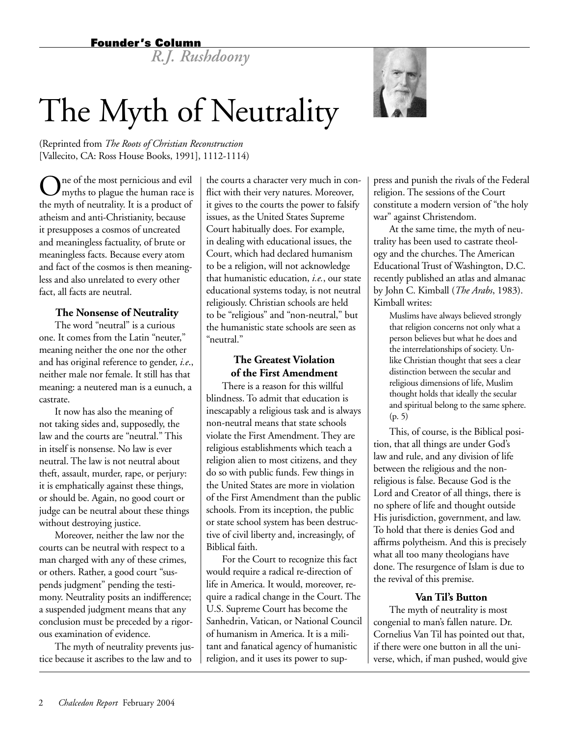**Founder's Column**

*R.J. Rushdoony*

# The Myth of Neutrality

(Reprinted from *The Roots of Christian Reconstruction* [Vallecito, CA: Ross House Books, 1991], 1112-1114)

One of the most pernicious and evil myths to plague the human race is the myth of neutrality. It is a product of atheism and anti-Christianity, because it presupposes a cosmos of uncreated and meaningless factuality, of brute or meaningless facts. Because every atom and fact of the cosmos is then meaningless and also unrelated to every other fact, all facts are neutral.

### The Nonsense of Neutrality

The word "neutral" is a curious one. It comes from the Latin "neuter," meaning neither the one nor the other and has original reference to gender, *i.e.*, neither male nor female. It still has that meaning: a neutered man is a eunuch, a castrate.

It now has also the meaning of not taking sides and, supposedly, the law and the courts are "neutral." This in itself is nonsense. No law is ever neutral. The law is not neutral about theft, assault, murder, rape, or perjury: it is emphatically against these things, or should be. Again, no good court or judge can be neutral about these things without destroying justice.

Moreover, neither the law nor the courts can be neutral with respect to a man charged with any of these crimes, or others. Rather, a good court "suspends judgment" pending the testimony. Neutrality posits an indifference; a suspended judgment means that any conclusion must be preceded by a rigorous examination of evidence.

The myth of neutrality prevents justice because it ascribes to the law and to the courts a character very much in conflict with their very natures. Moreover, it gives to the courts the power to falsify issues, as the United States Supreme Court habitually does. For example, in dealing with educational issues, the Court, which had declared humanism to be a religion, will not acknowledge that humanistic education, *i.e.*, our state educational systems today, is not neutral religiously. Christian schools are held to be "religious" and "non-neutral," but the humanistic state schools are seen as "neutral."

### The Greatest Violation of the First Amendment

There is a reason for this willful blindness. To admit that education is inescapably a religious task and is always non-neutral means that state schools violate the First Amendment. They are religious establishments which teach a religion alien to most citizens, and they do so with public funds. Few things in the United States are more in violation of the First Amendment than the public schools. From its inception, the public or state school system has been destructive of civil liberty and, increasingly, of Biblical faith.

For the Court to recognize this fact would require a radical re-direction of life in America. It would, moreover, require a radical change in the Court. The U.S. Supreme Court has become the Sanhedrin, Vatican, or National Council of humanism in America. It is a militant and fanatical agency of humanistic religion, and it uses its power to suppress and punish the rivals of the Federal religion. The sessions of the Court constitute a modern version of "the holy war" against Christendom.

At the same time, the myth of neutrality has been used to castrate theology and the churches. The American Educational Trust of Washington, D.C. recently published an atlas and almanac by John C. Kimball (*The Arabs*, 1983). Kimball writes:

> Muslims have always believed strongly that religion concerns not only what a person believes but what he does and the interrelationships of society. Unlike Christian thought that sees a clear distinction between the secular and religious dimensions of life, Muslim thought holds that ideally the secular and spiritual belong to the same sphere. (p. 5)

This, of course, is the Biblical position, that all things are under God's law and rule, and any division of life between the religious and the nonreligious is false. Because God is the Lord and Creator of all things, there is no sphere of life and thought outside His jurisdiction, government, and law. To hold that there is denies God and affirms polytheism. And this is precisely what all too many theologians have done. The resurgence of Islam is due to the revival of this premise.

### Van Til's Button

The myth of neutrality is most congenial to man's fallen nature. Dr. Cornelius Van Til has pointed out that, if there were one button in all the universe, which, if man pushed, would give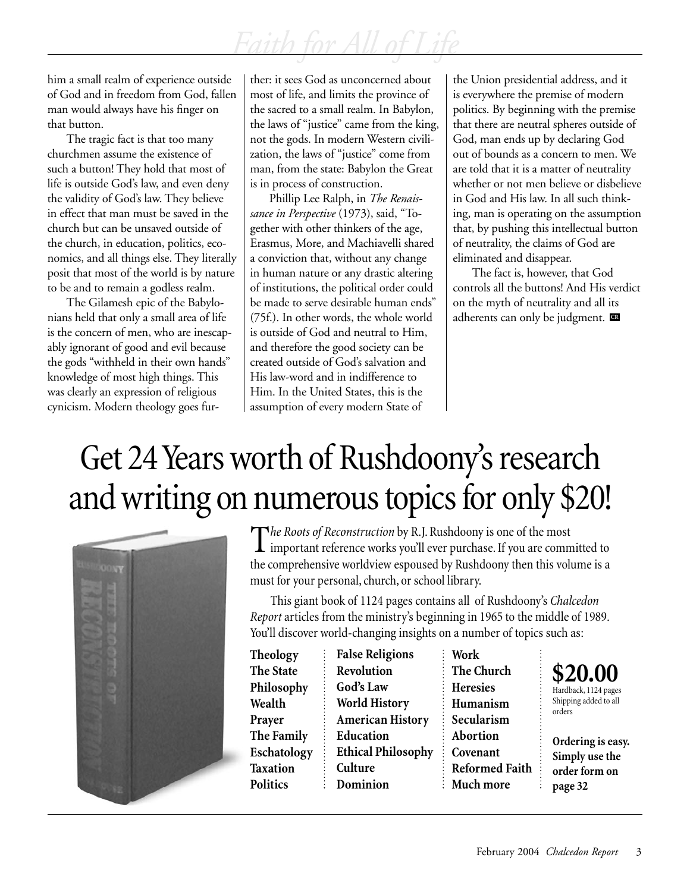him a small realm of experience outside of God and in freedom from God, fallen man would always have his finger on that button.

The tragic fact is that too many churchmen assume the existence of such a button! They hold that most of life is outside God's law, and even deny the validity of God's law. They believe in effect that man must be saved in the church but can be unsaved outside of the church, in education, politics, economics, and all things else. They literally posit that most of the world is by nature to be and to remain a godless realm.

The Gilamesh epic of the Babylonians held that only a small area of life is the concern of men, who are inescapably ignorant of good and evil because the gods "withheld in their own hands" knowledge of most high things. This was clearly an expression of religious cynicism. Modern theology goes further: it sees God as unconcerned about most of life, and limits the province of the sacred to a small realm. In Babylon, the laws of "justice" came from the king, not the gods. In modern Western civilization, the laws of "justice" come from man, from the state: Babylon the Great is in process of construction.

Phillip Lee Ralph, in *The Renaissance in Perspective* (1973), said, "Together with other thinkers of the age, Erasmus, More, and Machiavelli shared a conviction that, without any change in human nature or any drastic altering of institutions, the political order could be made to serve desirable human ends" (75f.). In other words, the whole world is outside of God and neutral to Him, and therefore the good society can be created outside of God's salvation and His law-word and in indifference to Him. In the United States, this is the assumption of every modern State of the Union presidential address, and it is everywhere the premise of modern politics. By beginning with the premise that there are neutral spheres outside of God, man ends up by declaring God out of bounds as a concern to men. We are told that it is a matter of neutrality whether or not men believe or disbelieve in God and His law. In all such thinking, man is operating on the assumption that, by pushing this intellectual button of neutrality, the claims of God are eliminated and disappear.

The fact is, however, that God controls all the buttons! And His verdict on the myth of neutrality and all its adherents can only be judgment. CR

# Get 24 Years worth of Rushdoony's research and writing on numerous topics for only $20!

*The Roots of Reconstruction* by R.J. Rushdoony is one of the most important reference works you'll ever purchase. If you are committed to the comprehensive worldview espoused by Rushdoony then this volume is a must for your personal, church, or school library.

This giant book of 1124 pages contains all of Rushdoony's *Chalcedon Report* articles from the ministry's beginning in 1965 to the middle of 1989. You'll discover world-changing insights on a number of topics such as:

**Theology**
**The State**
**Philosophy**
**Wealth**
**Prayer**
**The Family**
**Eschatology**
**Taxation**
**Politics**
**False Religions**
**Revolution**
**God's Law**
**World History**
**American History**
**Education**
**Ethical Philosophy**
**Culture**
**Dominion**
**Work**
**The Church**
**Heresies**
**Humanism**
**Secularism**
**Abortion**
**Covenant**
**Reformed Faith**
**Much more**

**$20.00**
Hardback, 1124 pages
Shipping added to all orders

**Ordering is easy. Simply use the order form on page 32**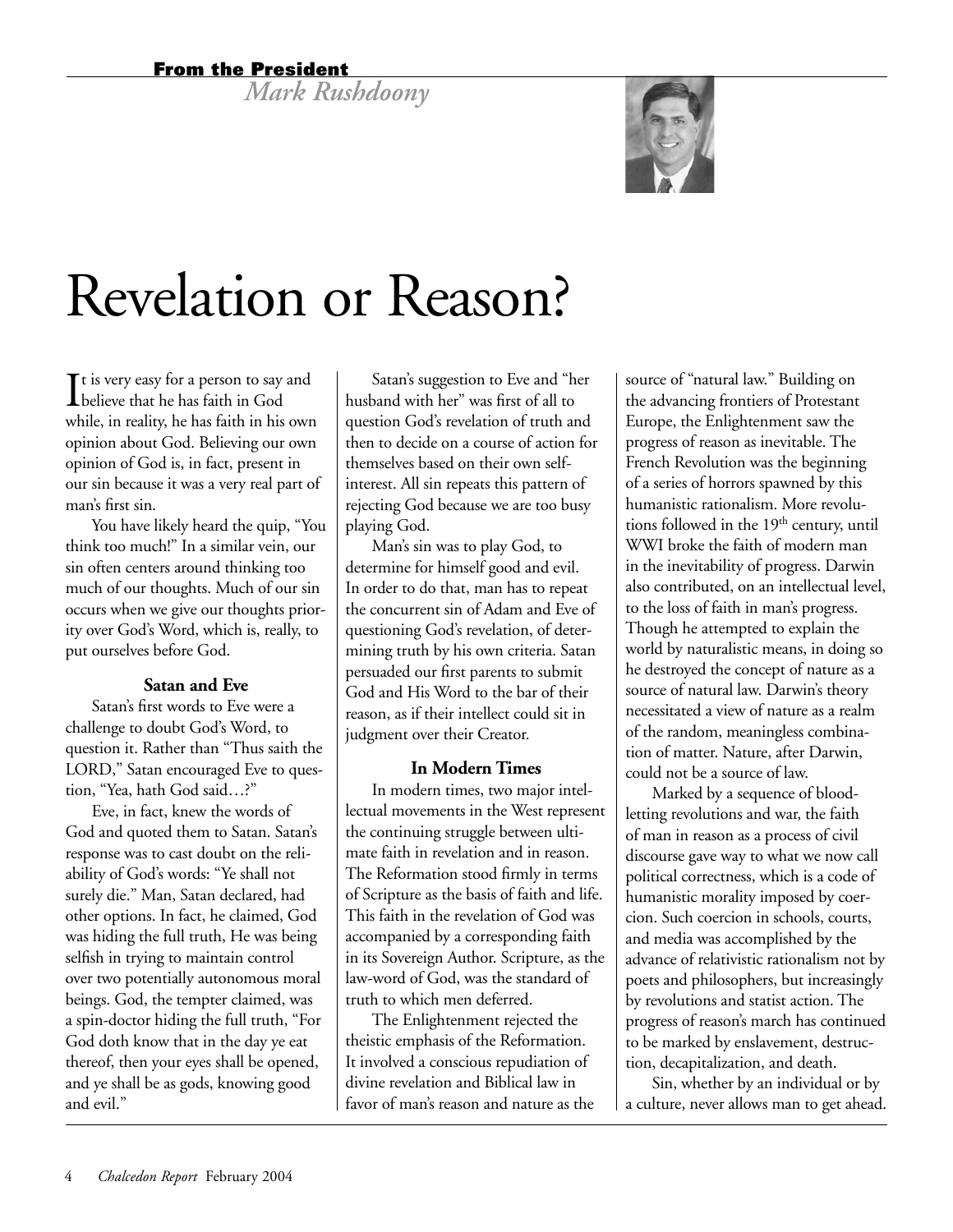**From the President**

*Mark Rushdoony*

# Revelation or Reason?

It is very easy for a person to say and believe that he has faith in God while, in reality, he has faith in his own opinion about God. Believing our own opinion of God is, in fact, present in our sin because it was a very real part of man's first sin.

You have likely heard the quip, "You think too much!" In a similar vein, our sin often centers around thinking too much of our thoughts. Much of our sin occurs when we give our thoughts priority over God's Word, which is, really, to put ourselves before God.

### Satan and Eve

Satan's first words to Eve were a challenge to doubt God's Word, to question it. Rather than "Thus saith the LORD," Satan encouraged Eve to question, "Yea, hath God said…?"

Eve, in fact, knew the words of God and quoted them to Satan. Satan's response was to cast doubt on the reliability of God's words: "Ye shall not surely die." Man, Satan declared, had other options. In fact, he claimed, God was hiding the full truth, He was being selfish in trying to maintain control over two potentially autonomous moral beings. God, the tempter claimed, was a spin-doctor hiding the full truth, "For God doth know that in the day ye eat thereof, then your eyes shall be opened, and ye shall be as gods, knowing good and evil."

Satan's suggestion to Eve and "her husband with her" was first of all to question God's revelation of truth and then to decide on a course of action for themselves based on their own self-interest. All sin repeats this pattern of rejecting God because we are too busy playing God.

Man's sin was to play God, to determine for himself good and evil. In order to do that, man has to repeat the concurrent sin of Adam and Eve of questioning God's revelation, of determining truth by his own criteria. Satan persuaded our first parents to submit God and His Word to the bar of their reason, as if their intellect could sit in judgment over their Creator.

### In Modern Times

In modern times, two major intellectual movements in the West represent the continuing struggle between ultimate faith in revelation and in reason. The Reformation stood firmly in terms of Scripture as the basis of faith and life. This faith in the revelation of God was accompanied by a corresponding faith in its Sovereign Author. Scripture, as the law-word of God, was the standard of truth to which men deferred.

The Enlightenment rejected the theistic emphasis of the Reformation. It involved a conscious repudiation of divine revelation and Biblical law in favor of man's reason and nature as the source of "natural law." Building on the advancing frontiers of Protestant Europe, the Enlightenment saw the progress of reason as inevitable. The French Revolution was the beginning of a series of horrors spawned by this humanistic rationalism. More revolutions followed in the 19th century, until WWI broke the faith of modern man in the inevitability of progress. Darwin also contributed, on an intellectual level, to the loss of faith in man's progress. Though he attempted to explain the world by naturalistic means, in doing so he destroyed the concept of nature as a source of natural law. Darwin's theory necessitated a view of nature as a realm of the random, meaningless combination of matter. Nature, after Darwin, could not be a source of law.

Marked by a sequence of blood-letting revolutions and war, the faith of man in reason as a process of civil discourse gave way to what we now call political correctness, which is a code of humanistic morality imposed by coercion. Such coercion in schools, courts, and media was accomplished by the advance of relativistic rationalism not by poets and philosophers, but increasingly by revolutions and statist action. The progress of reason's march has continued to be marked by enslavement, destruction, decapitalization, and death.

Sin, whether by an individual or by a culture, never allows man to get ahead.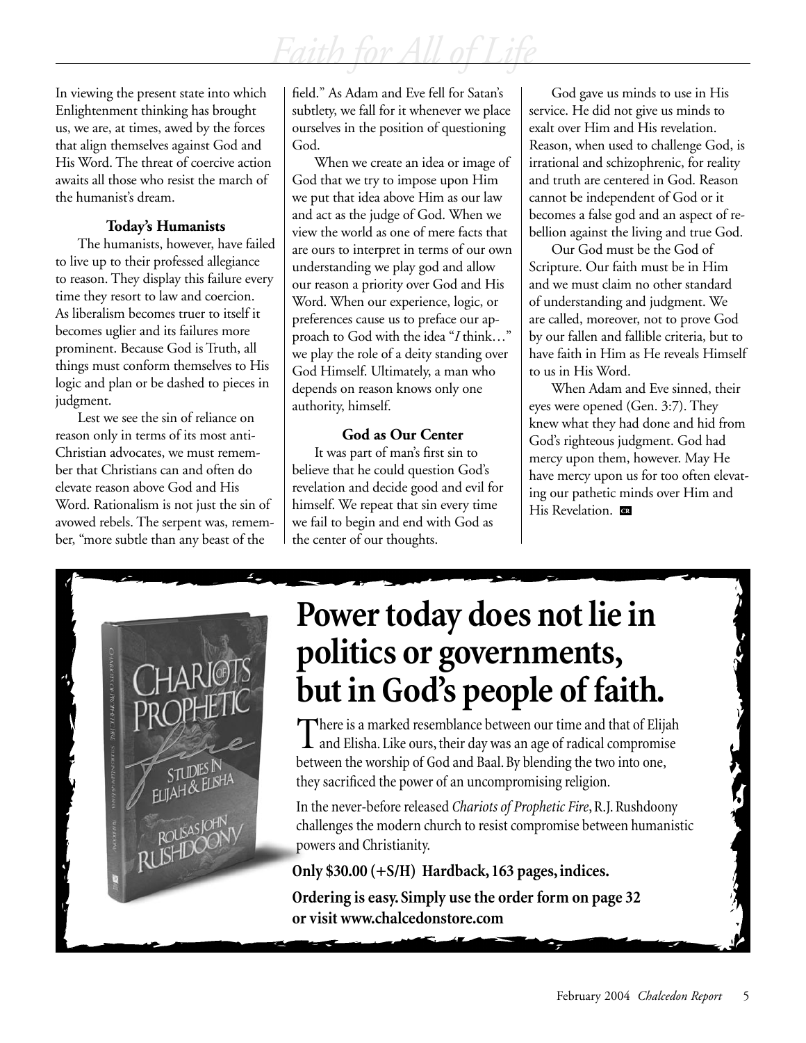In viewing the present state into which Enlightenment thinking has brought us, we are, at times, awed by the forces that align themselves against God and His Word. The threat of coercive action awaits all those who resist the march of the humanist's dream.

### Today's Humanists

The humanists, however, have failed to live up to their professed allegiance to reason. They display this failure every time they resort to law and coercion. As liberalism becomes truer to itself it becomes uglier and its failures more prominent. Because God is Truth, all things must conform themselves to His logic and plan or be dashed to pieces in judgment.

Lest we see the sin of reliance on reason only in terms of its most anti-Christian advocates, we must remember that Christians can and often do elevate reason above God and His Word. Rationalism is not just the sin of avowed rebels. The serpent was, remember, "more subtle than any beast of the field." As Adam and Eve fell for Satan's subtlety, we fall for it whenever we place ourselves in the position of questioning God.

When we create an idea or image of God that we try to impose upon Him we put that idea above Him as our law and act as the judge of God. When we view the world as one of mere facts that are ours to interpret in terms of our own understanding we play god and allow our reason a priority over God and His Word. When our experience, logic, or preferences cause us to preface our approach to God with the idea "*I* think…" we play the role of a deity standing over God Himself. Ultimately, a man who depends on reason knows only one authority, himself.

### God as Our Center

It was part of man's first sin to believe that he could question God's revelation and decide good and evil for himself. We repeat that sin every time we fail to begin and end with God as the center of our thoughts.

God gave us minds to use in His service. He did not give us minds to exalt over Him and His revelation. Reason, when used to challenge God, is irrational and schizophrenic, for reality and truth are centered in God. Reason cannot be independent of God or it becomes a false god and an aspect of rebellion against the living and true God.

Our God must be the God of Scripture. Our faith must be in Him and we must claim no other standard of understanding and judgment. We are called, moreover, not to prove God by our fallen and fallible criteria, but to have faith in Him as He reveals Himself to us in His Word.

When Adam and Eve sinned, their eyes were opened (Gen. 3:7). They knew what they had done and hid from God's righteous judgment. God had mercy upon them, however. May He have mercy upon us for too often elevating our pathetic minds over Him and His Revelation. CR

## Power today does not lie in politics or governments, but in God's people of faith.

There is a marked resemblance between our time and that of Elijah and Elisha. Like ours, their day was an age of radical compromise between the worship of God and Baal. By blending the two into one, they sacrificed the power of an uncompromising religion.

In the never-before released *Chariots of Prophetic Fire*, R.J. Rushdoony challenges the modern church to resist compromise between humanistic powers and Christianity.

**Only $30.00 (+S/H) Hardback, 163 pages, indices.**

**Ordering is easy. Simply use the order form on page 32 or visit www.chalcedonstore.com**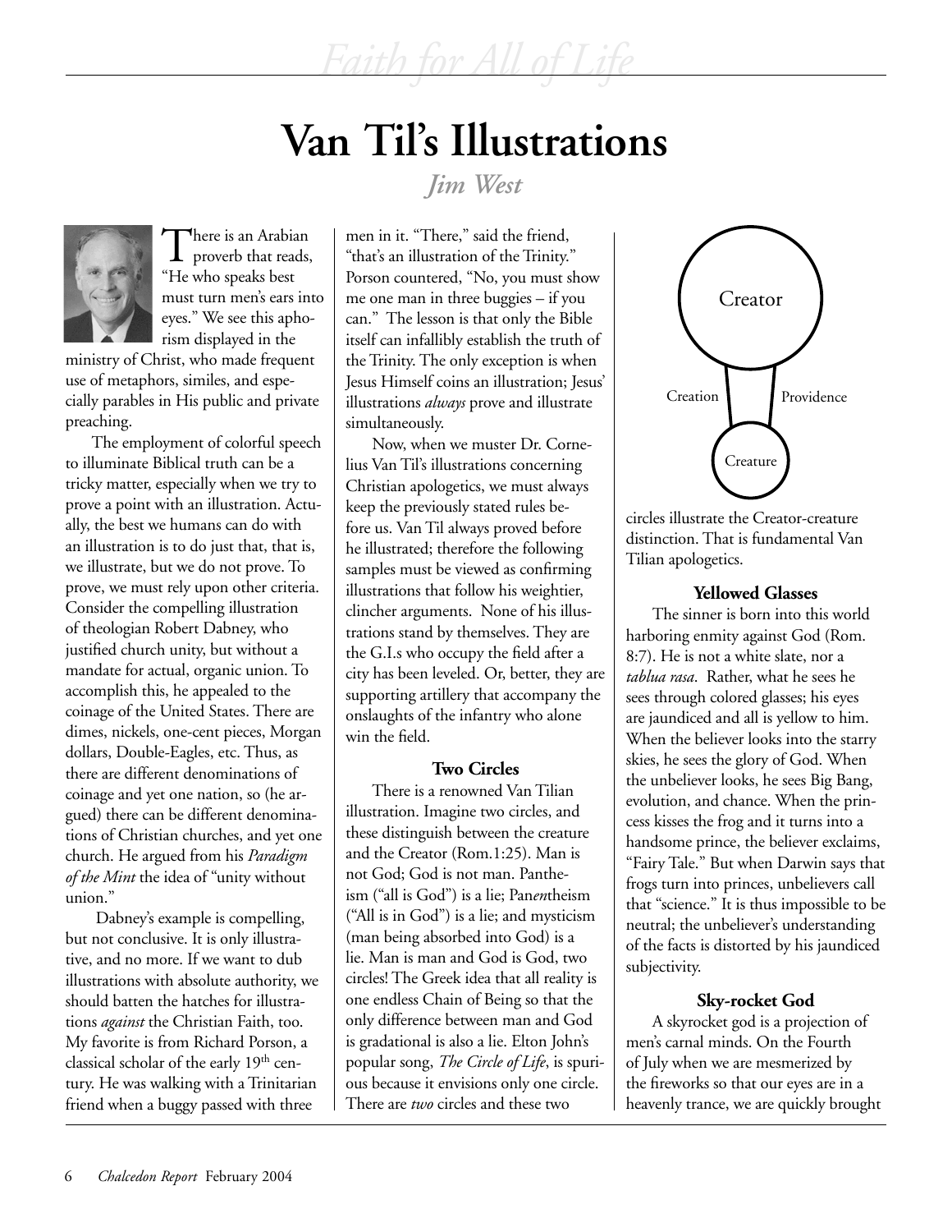# Van Til's Illustrations

*Jim West*

There is an Arabian proverb that reads, "He who speaks best must turn men's ears into eyes." We see this aphorism displayed in the ministry of Christ, who made frequent use of metaphors, similes, and especially parables in His public and private preaching.

The employment of colorful speech to illuminate Biblical truth can be a tricky matter, especially when we try to prove a point with an illustration. Actually, the best we humans can do with an illustration is to do just that, that is, we illustrate, but we do not prove. To prove, we must rely upon other criteria. Consider the compelling illustration of theologian Robert Dabney, who justified church unity, but without a mandate for actual, organic union. To accomplish this, he appealed to the coinage of the United States. There are dimes, nickels, one-cent pieces, Morgan dollars, Double-Eagles, etc. Thus, as there are different denominations of coinage and yet one nation, so (he argued) there can be different denominations of Christian churches, and yet one church. He argued from his *Paradigm of the Mint* the idea of "unity without union."

Dabney's example is compelling, but not conclusive. It is only illustrative, and no more. If we want to dub illustrations with absolute authority, we should batten the hatches for illustrations *against* the Christian Faith, too. My favorite is from Richard Porson, a classical scholar of the early 19th century. He was walking with a Trinitarian friend when a buggy passed with three men in it. "There," said the friend, "that's an illustration of the Trinity." Porson countered, "No, you must show me one man in three buggies – if you can." The lesson is that only the Bible itself can infallibly establish the truth of the Trinity. The only exception is when Jesus Himself coins an illustration; Jesus' illustrations *always* prove and illustrate simultaneously.

Now, when we muster Dr. Cornelius Van Til's illustrations concerning Christian apologetics, we must always keep the previously stated rules before us. Van Til always proved before he illustrated; therefore the following samples must be viewed as confirming illustrations that follow his weightier, clincher arguments. None of his illustrations stand by themselves. They are the G.I.s who occupy the field after a city has been leveled. Or, better, they are supporting artillery that accompany the onslaughts of the infantry who alone win the field.

### Two Circles

There is a renowned Van Tilian illustration. Imagine two circles, and these distinguish between the creature and the Creator (Rom.1:25). Man is not God; God is not man. Pantheism ("all is God") is a lie; Pan*en*theism ("All is in God") is a lie; and mysticism (man being absorbed into God) is a lie. Man is man and God is God, two circles! The Greek idea that all reality is one endless Chain of Being so that the only difference between man and God is gradational is also a lie. Elton John's popular song, *The Circle of Life*, is spurious because it envisions only one circle. There are *two* circles and these two

Creator

Creation | Providence

Creature

circles illustrate the Creator-creature distinction. That is fundamental Van Tilian apologetics.

### Yellowed Glasses

The sinner is born into this world harboring enmity against God (Rom. 8:7). He is not a white slate, nor a *tablua rasa*. Rather, what he sees he sees through colored glasses; his eyes are jaundiced and all is yellow to him. When the believer looks into the starry skies, he sees the glory of God. When the unbeliever looks, he sees Big Bang, evolution, and chance. When the princess kisses the frog and it turns into a handsome prince, the believer exclaims, "Fairy Tale." But when Darwin says that frogs turn into princes, unbelievers call that "science." It is thus impossible to be neutral; the unbeliever's understanding of the facts is distorted by his jaundiced subjectivity.

### Sky-rocket God

A skyrocket god is a projection of men's carnal minds. On the Fourth of July when we are mesmerized by the fireworks so that our eyes are in a heavenly trance, we are quickly brought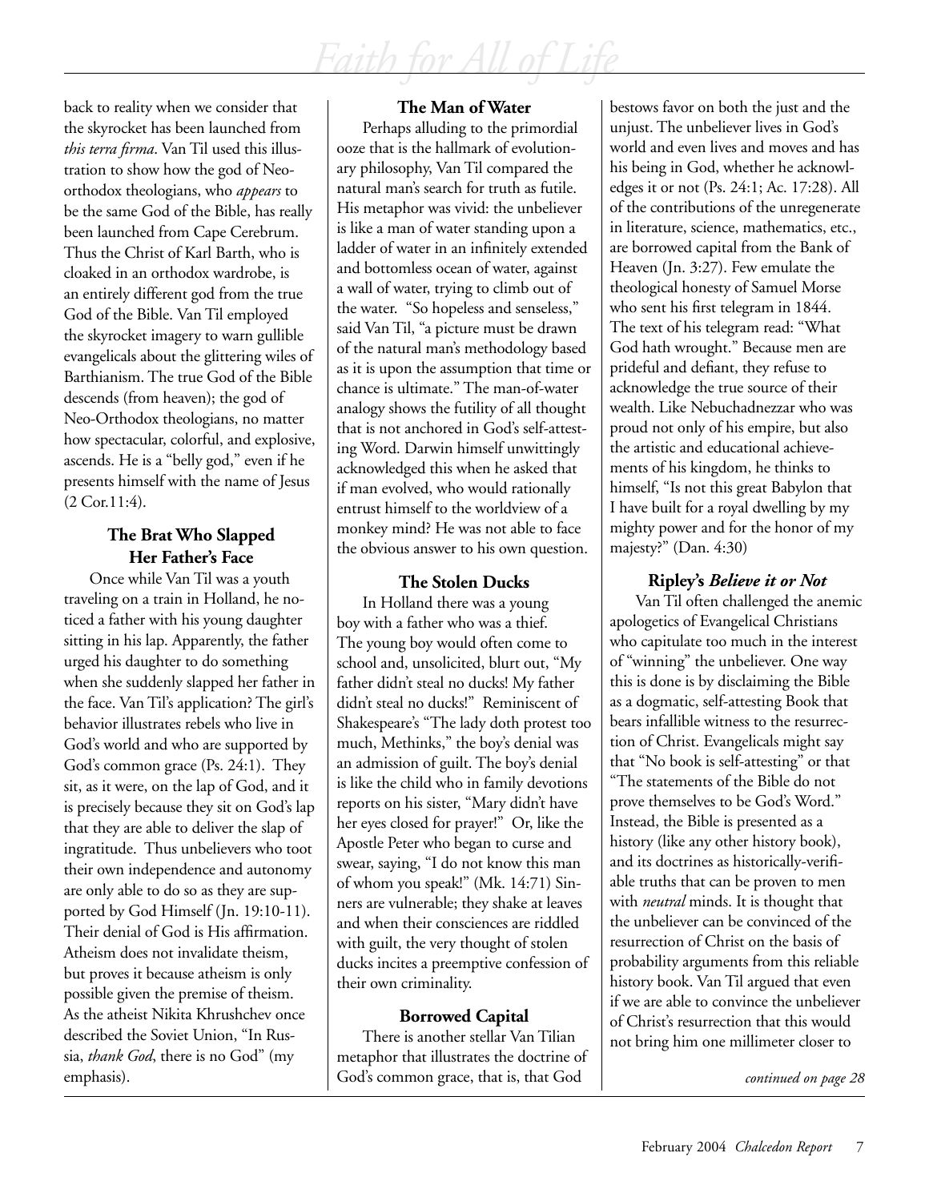back to reality when we consider that the skyrocket has been launched from *this terra firma*. Van Til used this illustration to show how the god of Neo-orthodox theologians, who *appears* to be the same God of the Bible, has really been launched from Cape Cerebrum. Thus the Christ of Karl Barth, who is cloaked in an orthodox wardrobe, is an entirely different god from the true God of the Bible. Van Til employed the skyrocket imagery to warn gullible evangelicals about the glittering wiles of Barthianism. The true God of the Bible descends (from heaven); the god of Neo-Orthodox theologians, no matter how spectacular, colorful, and explosive, ascends. He is a "belly god," even if he presents himself with the name of Jesus (2 Cor.11:4).

### The Brat Who Slapped Her Father's Face

Once while Van Til was a youth traveling on a train in Holland, he noticed a father with his young daughter sitting in his lap. Apparently, the father urged his daughter to do something when she suddenly slapped her father in the face. Van Til's application? The girl's behavior illustrates rebels who live in God's world and who are supported by God's common grace (Ps. 24:1). They sit, as it were, on the lap of God, and it is precisely because they sit on God's lap that they are able to deliver the slap of ingratitude. Thus unbelievers who toot their own independence and autonomy are only able to do so as they are supported by God Himself (Jn. 19:10-11). Their denial of God is His affirmation. Atheism does not invalidate theism, but proves it because atheism is only possible given the premise of theism. As the atheist Nikita Khrushchev once described the Soviet Union, "In Russia, *thank God*, there is no God" (my emphasis).

### The Man of Water

Perhaps alluding to the primordial ooze that is the hallmark of evolutionary philosophy, Van Til compared the natural man's search for truth as futile. His metaphor was vivid: the unbeliever is like a man of water standing upon a ladder of water in an infinitely extended and bottomless ocean of water, against a wall of water, trying to climb out of the water. "So hopeless and senseless," said Van Til, "a picture must be drawn of the natural man's methodology based as it is upon the assumption that time or chance is ultimate." The man-of-water analogy shows the futility of all thought that is not anchored in God's self-attesting Word. Darwin himself unwittingly acknowledged this when he asked that if man evolved, who would rationally entrust himself to the worldview of a monkey mind? He was not able to face the obvious answer to his own question.

### The Stolen Ducks

In Holland there was a young boy with a father who was a thief. The young boy would often come to school and, unsolicited, blurt out, "My father didn't steal no ducks! My father didn't steal no ducks!" Reminiscent of Shakespeare's "The lady doth protest too much, Methinks," the boy's denial was an admission of guilt. The boy's denial is like the child who in family devotions reports on his sister, "Mary didn't have her eyes closed for prayer!" Or, like the Apostle Peter who began to curse and swear, saying, "I do not know this man of whom you speak!" (Mk. 14:71) Sinners are vulnerable; they shake at leaves and when their consciences are riddled with guilt, the very thought of stolen ducks incites a preemptive confession of their own criminality.

### Borrowed Capital

There is another stellar Van Tilian metaphor that illustrates the doctrine of God's common grace, that is, that God bestows favor on both the just and the unjust. The unbeliever lives in God's world and even lives and moves and has his being in God, whether he acknowledges it or not (Ps. 24:1; Ac. 17:28). All of the contributions of the unregenerate in literature, science, mathematics, etc., are borrowed capital from the Bank of Heaven (Jn. 3:27). Few emulate the theological honesty of Samuel Morse who sent his first telegram in 1844. The text of his telegram read: "What God hath wrought." Because men are prideful and defiant, they refuse to acknowledge the true source of their wealth. Like Nebuchadnezzar who was proud not only of his empire, but also the artistic and educational achievements of his kingdom, he thinks to himself, "Is not this great Babylon that I have built for a royal dwelling by my mighty power and for the honor of my majesty?" (Dan. 4:30)

### Ripley's *Believe it or Not*

Van Til often challenged the anemic apologetics of Evangelical Christians who capitulate too much in the interest of "winning" the unbeliever. One way this is done is by disclaiming the Bible as a dogmatic, self-attesting Book that bears infallible witness to the resurrection of Christ. Evangelicals might say that "No book is self-attesting" or that "The statements of the Bible do not prove themselves to be God's Word." Instead, the Bible is presented as a history (like any other history book), and its doctrines as historically-verifiable truths that can be proven to men with *neutral* minds. It is thought that the unbeliever can be convinced of the resurrection of Christ on the basis of probability arguments from this reliable history book. Van Til argued that even if we are able to convince the unbeliever of Christ's resurrection that this would not bring him one millimeter closer to

*continued on page 28*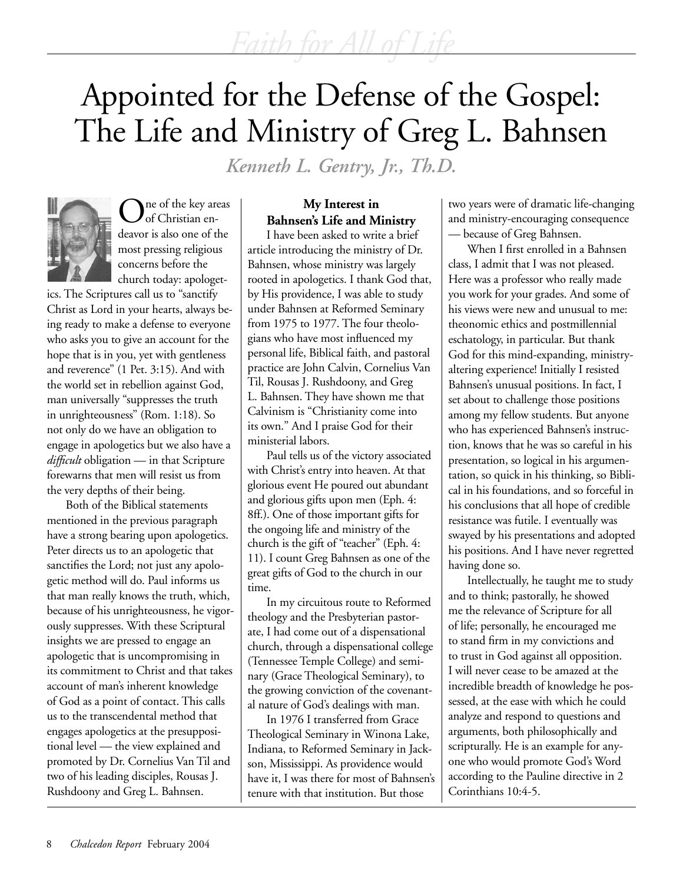# Appointed for the Defense of the Gospel: The Life and Ministry of Greg L. Bahnsen

*Kenneth L. Gentry, Jr., Th.D.*

One of the key areas of Christian endeavor is also one of the most pressing religious concerns before the church today: apologetics. The Scriptures call us to "sanctify Christ as Lord in your hearts, always being ready to make a defense to everyone who asks you to give an account for the hope that is in you, yet with gentleness and reverence" (1 Pet. 3:15). And with the world set in rebellion against God, man universally "suppresses the truth in unrighteousness" (Rom. 1:18). So not only do we have an obligation to engage in apologetics but we also have a *difficult* obligation — in that Scripture forewarns that men will resist us from the very depths of their being.

Both of the Biblical statements mentioned in the previous paragraph have a strong bearing upon apologetics. Peter directs us to an apologetic that sanctifies the Lord; not just any apologetic method will do. Paul informs us that man really knows the truth, which, because of his unrighteousness, he vigorously suppresses. With these Scriptural insights we are pressed to engage an apologetic that is uncompromising in its commitment to Christ and that takes account of man's inherent knowledge of God as a point of contact. This calls us to the transcendental method that engages apologetics at the presuppositional level — the view explained and promoted by Dr. Cornelius Van Til and two of his leading disciples, Rousas J. Rushdoony and Greg L. Bahnsen.

## My Interest in Bahnsen's Life and Ministry

I have been asked to write a brief article introducing the ministry of Dr. Bahnsen, whose ministry was largely rooted in apologetics. I thank God that, by His providence, I was able to study under Bahnsen at Reformed Seminary from 1975 to 1977. The four theologians who have most influenced my personal life, Biblical faith, and pastoral practice are John Calvin, Cornelius Van Til, Rousas J. Rushdoony, and Greg L. Bahnsen. They have shown me that Calvinism is "Christianity come into its own." And I praise God for their ministerial labors.

Paul tells us of the victory associated with Christ's entry into heaven. At that glorious event He poured out abundant and glorious gifts upon men (Eph. 4: 8ff.). One of those important gifts for the ongoing life and ministry of the church is the gift of "teacher" (Eph. 4: 11). I count Greg Bahnsen as one of the great gifts of God to the church in our time.

In my circuitous route to Reformed theology and the Presbyterian pastorate, I had come out of a dispensational church, through a dispensational college (Tennessee Temple College) and seminary (Grace Theological Seminary), to the growing conviction of the covenantal nature of God's dealings with man.

In 1976 I transferred from Grace Theological Seminary in Winona Lake, Indiana, to Reformed Seminary in Jackson, Mississippi. As providence would have it, I was there for most of Bahnsen's tenure with that institution. But those two years were of dramatic life-changing and ministry-encouraging consequence — because of Greg Bahnsen.

When I first enrolled in a Bahnsen class, I admit that I was not pleased. Here was a professor who really made you work for your grades. And some of his views were new and unusual to me: theonomic ethics and postmillennial eschatology, in particular. But thank God for this mind-expanding, ministry-altering experience! Initially I resisted Bahnsen's unusual positions. In fact, I set about to challenge those positions among my fellow students. But anyone who has experienced Bahnsen's instruction, knows that he was so careful in his presentation, so logical in his argumentation, so quick in his thinking, so Biblical in his foundations, and so forceful in his conclusions that all hope of credible resistance was futile. I eventually was swayed by his presentations and adopted his positions. And I have never regretted having done so.

Intellectually, he taught me to study and to think; pastorally, he showed me the relevance of Scripture for all of life; personally, he encouraged me to stand firm in my convictions and to trust in God against all opposition. I will never cease to be amazed at the incredible breadth of knowledge he possessed, at the ease with which he could analyze and respond to questions and arguments, both philosophically and scripturally. He is an example for anyone who would promote God's Word according to the Pauline directive in 2 Corinthians 10:4-5.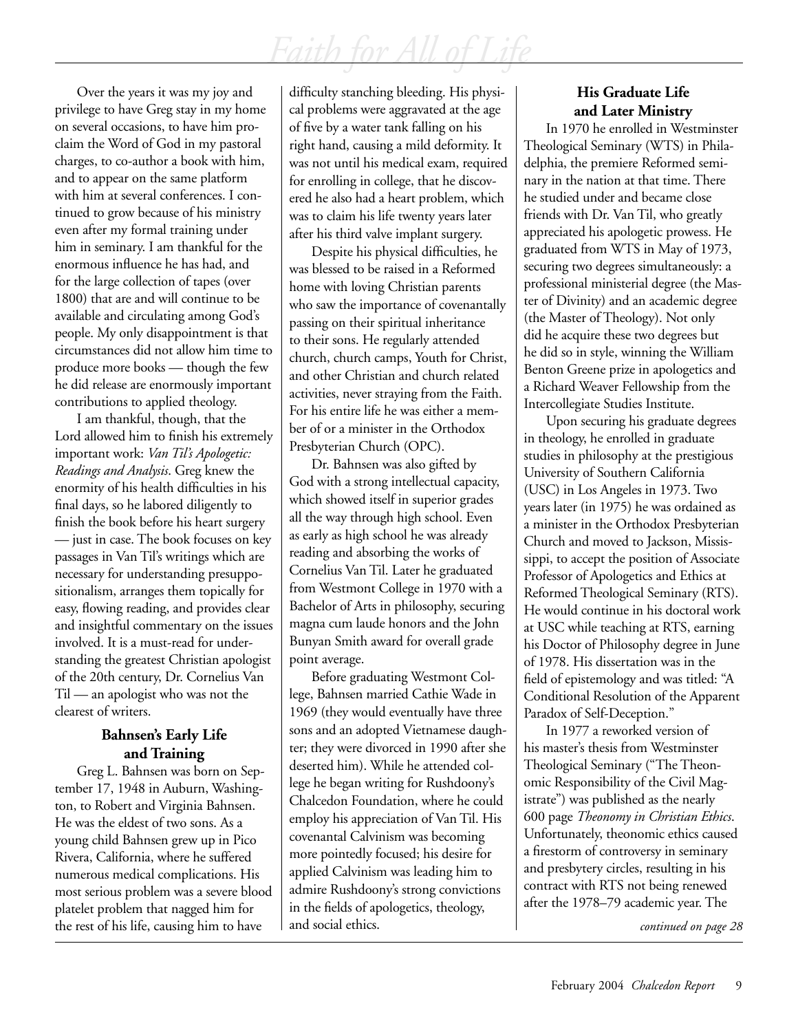Over the years it was my joy and privilege to have Greg stay in my home on several occasions, to have him proclaim the Word of God in my pastoral charges, to co-author a book with him, and to appear on the same platform with him at several conferences. I continued to grow because of his ministry even after my formal training under him in seminary. I am thankful for the enormous influence he has had, and for the large collection of tapes (over 1800) that are and will continue to be available and circulating among God's people. My only disappointment is that circumstances did not allow him time to produce more books — though the few he did release are enormously important contributions to applied theology.

I am thankful, though, that the Lord allowed him to finish his extremely important work: *Van Til's Apologetic: Readings and Analysis*. Greg knew the enormity of his health difficulties in his final days, so he labored diligently to finish the book before his heart surgery — just in case. The book focuses on key passages in Van Til's writings which are necessary for understanding presuppositionalism, arranges them topically for easy, flowing reading, and provides clear and insightful commentary on the issues involved. It is a must-read for understanding the greatest Christian apologist of the 20th century, Dr. Cornelius Van Til — an apologist who was not the clearest of writers.

### Bahnsen's Early Life and Training

Greg L. Bahnsen was born on September 17, 1948 in Auburn, Washington, to Robert and Virginia Bahnsen. He was the eldest of two sons. As a young child Bahnsen grew up in Pico Rivera, California, where he suffered numerous medical complications. His most serious problem was a severe blood platelet problem that nagged him for the rest of his life, causing him to have difficulty stanching bleeding. His physical problems were aggravated at the age of five by a water tank falling on his right hand, causing a mild deformity. It was not until his medical exam, required for enrolling in college, that he discovered he also had a heart problem, which was to claim his life twenty years later after his third valve implant surgery.

Despite his physical difficulties, he was blessed to be raised in a Reformed home with loving Christian parents who saw the importance of covenantally passing on their spiritual inheritance to their sons. He regularly attended church, church camps, Youth for Christ, and other Christian and church related activities, never straying from the Faith. For his entire life he was either a member of or a minister in the Orthodox Presbyterian Church (OPC).

Dr. Bahnsen was also gifted by God with a strong intellectual capacity, which showed itself in superior grades all the way through high school. Even as early as high school he was already reading and absorbing the works of Cornelius Van Til. Later he graduated from Westmont College in 1970 with a Bachelor of Arts in philosophy, securing magna cum laude honors and the John Bunyan Smith award for overall grade point average.

Before graduating Westmont College, Bahnsen married Cathie Wade in 1969 (they would eventually have three sons and an adopted Vietnamese daughter; they were divorced in 1990 after she deserted him). While he attended college he began writing for Rushdoony's Chalcedon Foundation, where he could employ his appreciation of Van Til. His covenantal Calvinism was becoming more pointedly focused; his desire for applied Calvinism was leading him to admire Rushdoony's strong convictions in the fields of apologetics, theology, and social ethics.

### His Graduate Life and Later Ministry

In 1970 he enrolled in Westminster Theological Seminary (WTS) in Philadelphia, the premiere Reformed seminary in the nation at that time. There he studied under and became close friends with Dr. Van Til, who greatly appreciated his apologetic prowess. He graduated from WTS in May of 1973, securing two degrees simultaneously: a professional ministerial degree (the Master of Divinity) and an academic degree (the Master of Theology). Not only did he acquire these two degrees but he did so in style, winning the William Benton Greene prize in apologetics and a Richard Weaver Fellowship from the Intercollegiate Studies Institute.

Upon securing his graduate degrees in theology, he enrolled in graduate studies in philosophy at the prestigious University of Southern California (USC) in Los Angeles in 1973. Two years later (in 1975) he was ordained as a minister in the Orthodox Presbyterian Church and moved to Jackson, Mississippi, to accept the position of Associate Professor of Apologetics and Ethics at Reformed Theological Seminary (RTS). He would continue in his doctoral work at USC while teaching at RTS, earning his Doctor of Philosophy degree in June of 1978. His dissertation was in the field of epistemology and was titled: "A Conditional Resolution of the Apparent Paradox of Self-Deception."

In 1977 a reworked version of his master's thesis from Westminster Theological Seminary ("The Theonomic Responsibility of the Civil Magistrate") was published as the nearly 600 page *Theonomy in Christian Ethics*. Unfortunately, theonomic ethics caused a firestorm of controversy in seminary and presbytery circles, resulting in his contract with RTS not being renewed after the 1978–79 academic year. The

*continued on page 28*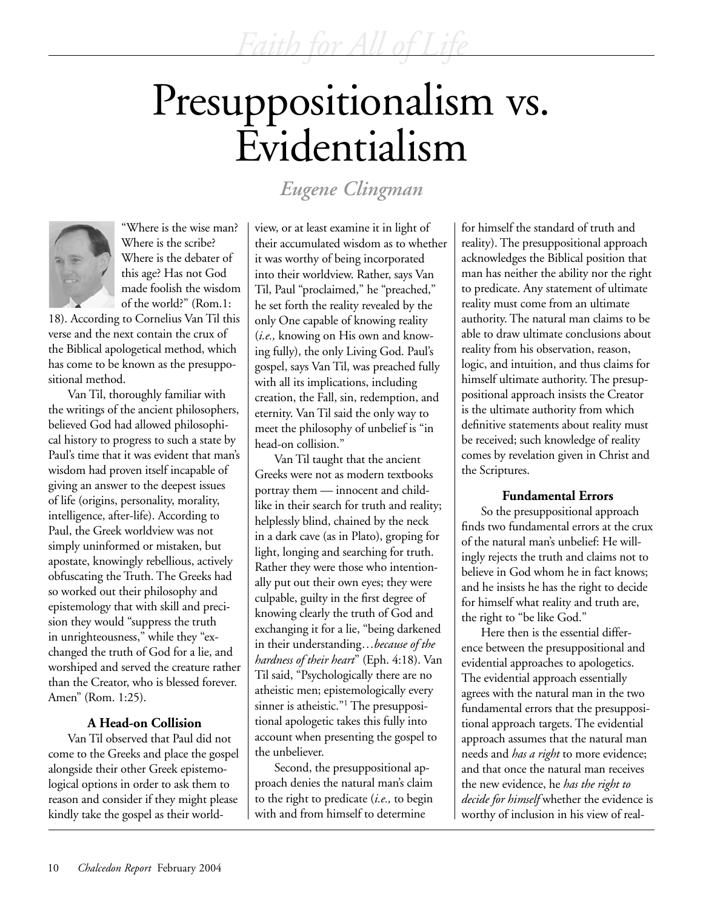# Presuppositionalism vs. Evidentialism

*Eugene Clingman*

"Where is the wise man? Where is the scribe? Where is the debater of this age? Has not God made foolish the wisdom of the world?" (Rom.1: 18). According to Cornelius Van Til this verse and the next contain the crux of the Biblical apologetical method, which has come to be known as the presuppositional method.

Van Til, thoroughly familiar with the writings of the ancient philosophers, believed God had allowed philosophical history to progress to such a state by Paul's time that it was evident that man's wisdom had proven itself incapable of giving an answer to the deepest issues of life (origins, personality, morality, intelligence, after-life). According to Paul, the Greek worldview was not simply uninformed or mistaken, but apostate, knowingly rebellious, actively obfuscating the Truth. The Greeks had so worked out their philosophy and epistemology that with skill and precision they would "suppress the truth in unrighteousness," while they "exchanged the truth of God for a lie, and worshiped and served the creature rather than the Creator, who is blessed forever. Amen" (Rom. 1:25).

### A Head-on Collision

Van Til observed that Paul did not come to the Greeks and place the gospel alongside their other Greek epistemological options in order to ask them to reason and consider if they might please kindly take the gospel as their worldview, or at least examine it in light of their accumulated wisdom as to whether it was worthy of being incorporated into their worldview. Rather, says Van Til, Paul "proclaimed," he "preached," he set forth the reality revealed by the only One capable of knowing reality (*i.e.,* knowing on His own and knowing fully), the only Living God. Paul's gospel, says Van Til, was preached fully with all its implications, including creation, the Fall, sin, redemption, and eternity. Van Til said the only way to meet the philosophy of unbelief is "in head-on collision."

Van Til taught that the ancient Greeks were not as modern textbooks portray them — innocent and childlike in their search for truth and reality; helplessly blind, chained by the neck in a dark cave (as in Plato), groping for light, longing and searching for truth. Rather they were those who intentionally put out their own eyes; they were culpable, guilty in the first degree of knowing clearly the truth of God and exchanging it for a lie, "being darkened in their understanding…*because of the hardness of their heart*" (Eph. 4:18). Van Til said, "Psychologically there are no atheistic men; epistemologically every sinner is atheistic."[1] The presuppositional apologetic takes this fully into account when presenting the gospel to the unbeliever.

Second, the presuppositional approach denies the natural man's claim to the right to predicate (*i.e.,* to begin with and from himself to determine for himself the standard of truth and reality). The presuppositional approach acknowledges the Biblical position that man has neither the ability nor the right to predicate. Any statement of ultimate reality must come from an ultimate authority. The natural man claims to be able to draw ultimate conclusions about reality from his observation, reason, logic, and intuition, and thus claims for himself ultimate authority. The presuppositional approach insists the Creator is the ultimate authority from which definitive statements about reality must be received; such knowledge of reality comes by revelation given in Christ and the Scriptures.

### Fundamental Errors

So the presuppositional approach finds two fundamental errors at the crux of the natural man's unbelief: He willingly rejects the truth and claims not to believe in God whom he in fact knows; and he insists he has the right to decide for himself what reality and truth are, the right to "be like God."

Here then is the essential difference between the presuppositional and evidential approaches to apologetics. The evidential approach essentially agrees with the natural man in the two fundamental errors that the presuppositional approach targets. The evidential approach assumes that the natural man needs and *has a right* to more evidence; and that once the natural man receives the new evidence, he *has the right to decide for himself* whether the evidence is worthy of inclusion in his view of real-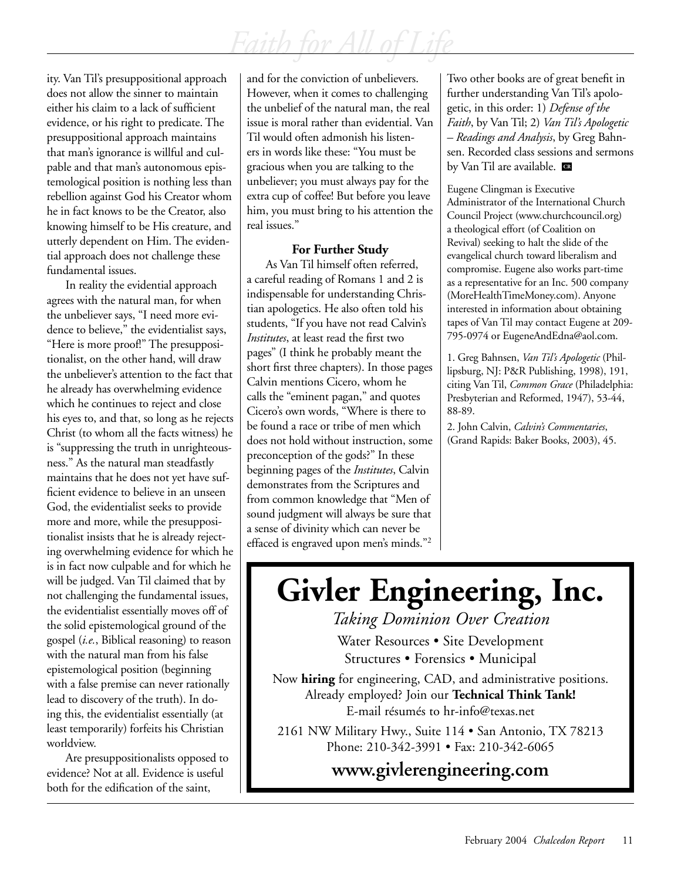ity. Van Til's presuppositional approach does not allow the sinner to maintain either his claim to a lack of sufficient evidence, or his right to predicate. The presuppositional approach maintains that man's ignorance is willful and culpable and that man's autonomous epistemological position is nothing less than rebellion against God his Creator whom he in fact knows to be the Creator, also knowing himself to be His creature, and utterly dependent on Him. The evidential approach does not challenge these fundamental issues.

In reality the evidential approach agrees with the natural man, for when the unbeliever says, "I need more evidence to believe," the evidentialist says, "Here is more proof!" The presuppositionalist, on the other hand, will draw the unbeliever's attention to the fact that he already has overwhelming evidence which he continues to reject and close his eyes to, and that, so long as he rejects Christ (to whom all the facts witness) he is "suppressing the truth in unrighteousness." As the natural man steadfastly maintains that he does not yet have sufficient evidence to believe in an unseen God, the evidentialist seeks to provide more and more, while the presuppositionalist insists that he is already rejecting overwhelming evidence for which he is in fact now culpable and for which he will be judged. Van Til claimed that by not challenging the fundamental issues, the evidentialist essentially moves off of the solid epistemological ground of the gospel (*i.e.*, Biblical reasoning) to reason with the natural man from his false epistemological position (beginning with a false premise can never rationally lead to discovery of the truth). In doing this, the evidentialist essentially (at least temporarily) forfeits his Christian worldview.

Are presuppositionalists opposed to evidence? Not at all. Evidence is useful both for the edification of the saint, and for the conviction of unbelievers. However, when it comes to challenging the unbelief of the natural man, the real issue is moral rather than evidential. Van Til would often admonish his listeners in words like these: "You must be gracious when you are talking to the unbeliever; you must always pay for the extra cup of coffee! But before you leave him, you must bring to his attention the real issues."

### For Further Study

As Van Til himself often referred, a careful reading of Romans 1 and 2 is indispensable for understanding Christian apologetics. He also often told his students, "If you have not read Calvin's *Institutes*, at least read the first two pages" (I think he probably meant the short first three chapters). In those pages Calvin mentions Cicero, whom he calls the "eminent pagan," and quotes Cicero's own words, "Where is there to be found a race or tribe of men which does not hold without instruction, some preconception of the gods?" In these beginning pages of the *Institutes*, Calvin demonstrates from the Scriptures and from common knowledge that "Men of sound judgment will always be sure that a sense of divinity which can never be effaced is engraved upon men's minds."[2]

Two other books are of great benefit in further understanding Van Til's apologetic, in this order: 1) *Defense of the Faith*, by Van Til; 2) *Van Til's Apologetic – Readings and Analysis*, by Greg Bahnsen. Recorded class sessions and sermons by Van Til are available. CR

Eugene Clingman is Executive Administrator of the International Church Council Project (www.churchcouncil.org) a theological effort (of Coalition on Revival) seeking to halt the slide of the evangelical church toward liberalism and compromise. Eugene also works part-time as a representative for an Inc. 500 company (MoreHealthTimeMoney.com). Anyone interested in information about obtaining tapes of Van Til may contact Eugene at 209-795-0974 or EugeneAndEdna@aol.com.

1. Greg Bahnsen, *Van Til's Apologetic* (Phillipsburg, NJ: P&R Publishing, 1998), 191, citing Van Til, *Common Grace* (Philadelphia: Presbyterian and Reformed, 1947), 53-44, 88-89.

2. John Calvin, *Calvin's Commentaries*, (Grand Rapids: Baker Books, 2003), 45.

---

# Givler Engineering, Inc.

*Taking Dominion Over Creation*

Water Resources • Site Development
Structures • Forensics • Municipal

Now **hiring** for engineering, CAD, and administrative positions.
Already employed? Join our **Technical Think Tank!**
E-mail résumés to hr-info@texas.net

2161 NW Military Hwy., Suite 114 • San Antonio, TX 78213
Phone: 210-342-3991 • Fax: 210-342-6065

**www.givlerengineering.com**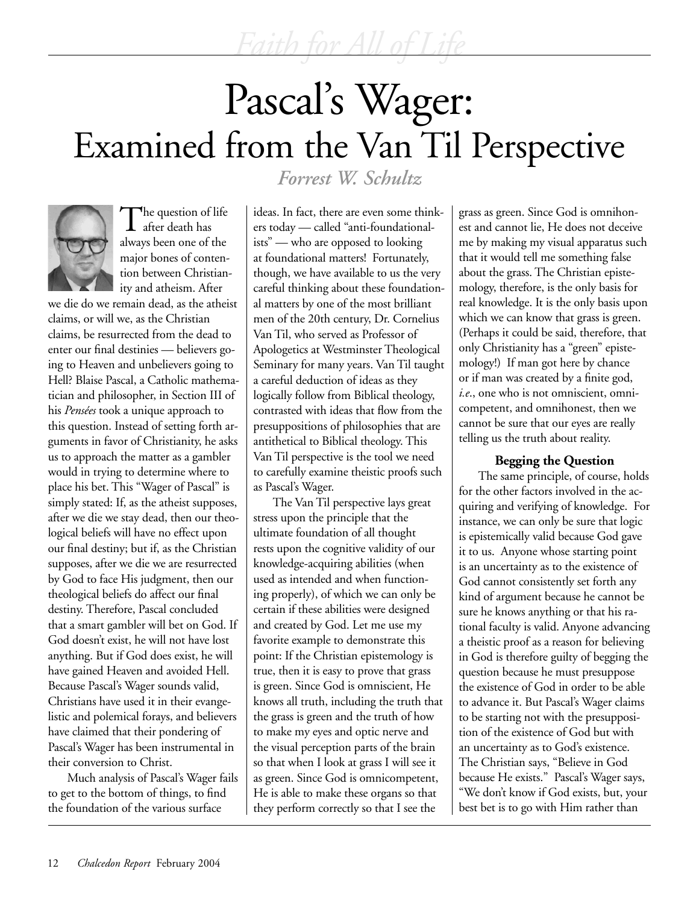# Pascal's Wager: Examined from the Van Til Perspective

*Forrest W. Schultz*

The question of life after death has always been one of the major bones of contention between Christianity and atheism. After we die do we remain dead, as the atheist claims, or will we, as the Christian claims, be resurrected from the dead to enter our final destinies — believers going to Heaven and unbelievers going to Hell? Blaise Pascal, a Catholic mathematician and philosopher, in Section III of his *Pensées* took a unique approach to this question. Instead of setting forth arguments in favor of Christianity, he asks us to approach the matter as a gambler would in trying to determine where to place his bet. This "Wager of Pascal" is simply stated: If, as the atheist supposes, after we die we stay dead, then our theological beliefs will have no effect upon our final destiny; but if, as the Christian supposes, after we die we are resurrected by God to face His judgment, then our theological beliefs do affect our final destiny. Therefore, Pascal concluded that a smart gambler will bet on God. If God doesn't exist, he will not have lost anything. But if God does exist, he will have gained Heaven and avoided Hell. Because Pascal's Wager sounds valid, Christians have used it in their evangelistic and polemical forays, and believers have claimed that their pondering of Pascal's Wager has been instrumental in their conversion to Christ.

Much analysis of Pascal's Wager fails to get to the bottom of things, to find the foundation of the various surface ideas. In fact, there are even some thinkers today — called "anti-foundationalists" — who are opposed to looking at foundational matters! Fortunately, though, we have available to us the very careful thinking about these foundational matters by one of the most brilliant men of the 20th century, Dr. Cornelius Van Til, who served as Professor of Apologetics at Westminster Theological Seminary for many years. Van Til taught a careful deduction of ideas as they logically follow from Biblical theology, contrasted with ideas that flow from the presuppositions of philosophies that are antithetical to Biblical theology. This Van Til perspective is the tool we need to carefully examine theistic proofs such as Pascal's Wager.

The Van Til perspective lays great stress upon the principle that the ultimate foundation of all thought rests upon the cognitive validity of our knowledge-acquiring abilities (when used as intended and when functioning properly), of which we can only be certain if these abilities were designed and created by God. Let me use my favorite example to demonstrate this point: If the Christian epistemology is true, then it is easy to prove that grass is green. Since God is omniscient, He knows all truth, including the truth that the grass is green and the truth of how to make my eyes and optic nerve and the visual perception parts of the brain so that when I look at grass I will see it as green. Since God is omnicompetent, He is able to make these organs so that they perform correctly so that I see the grass as green. Since God is omnihonest and cannot lie, He does not deceive me by making my visual apparatus such that it would tell me something false about the grass. The Christian epistemology, therefore, is the only basis for real knowledge. It is the only basis upon which we can know that grass is green. (Perhaps it could be said, therefore, that only Christianity has a "green" epistemology!) If man got here by chance or if man was created by a finite god, *i.e.*, one who is not omniscient, omnicompetent, and omnihonest, then we cannot be sure that our eyes are really telling us the truth about reality.

### Begging the Question

The same principle, of course, holds for the other factors involved in the acquiring and verifying of knowledge. For instance, we can only be sure that logic is epistemically valid because God gave it to us. Anyone whose starting point is an uncertainty as to the existence of God cannot consistently set forth any kind of argument because he cannot be sure he knows anything or that his rational faculty is valid. Anyone advancing a theistic proof as a reason for believing in God is therefore guilty of begging the question because he must presuppose the existence of God in order to be able to advance it. But Pascal's Wager claims to be starting not with the presupposition of the existence of God but with an uncertainty as to God's existence. The Christian says, "Believe in God because He exists." Pascal's Wager says, "We don't know if God exists, but, your best bet is to go with Him rather than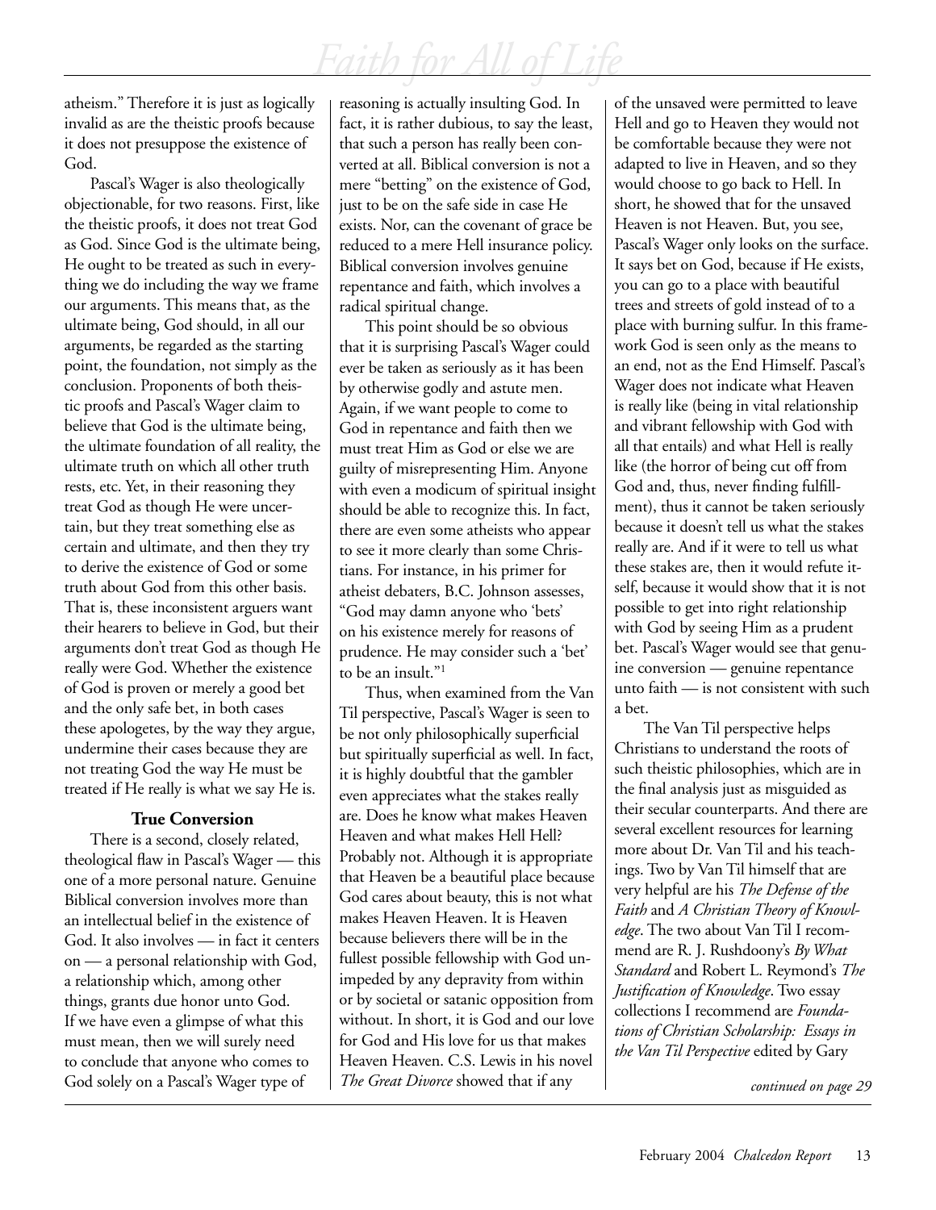atheism." Therefore it is just as logically invalid as are the theistic proofs because it does not presuppose the existence of God.

Pascal's Wager is also theologically objectionable, for two reasons. First, like the theistic proofs, it does not treat God as God. Since God is the ultimate being, He ought to be treated as such in everything we do including the way we frame our arguments. This means that, as the ultimate being, God should, in all our arguments, be regarded as the starting point, the foundation, not simply as the conclusion. Proponents of both theistic proofs and Pascal's Wager claim to believe that God is the ultimate being, the ultimate foundation of all reality, the ultimate truth on which all other truth rests, etc. Yet, in their reasoning they treat God as though He were uncertain, but they treat something else as certain and ultimate, and then they try to derive the existence of God or some truth about God from this other basis. That is, these inconsistent arguers want their hearers to believe in God, but their arguments don't treat God as though He really were God. Whether the existence of God is proven or merely a good bet and the only safe bet, in both cases these apologetes, by the way they argue, undermine their cases because they are not treating God the way He must be treated if He really is what we say He is.

### True Conversion

There is a second, closely related, theological flaw in Pascal's Wager — this one of a more personal nature. Genuine Biblical conversion involves more than an intellectual belief in the existence of God. It also involves — in fact it centers on — a personal relationship with God, a relationship which, among other things, grants due honor unto God. If we have even a glimpse of what this must mean, then we will surely need to conclude that anyone who comes to God solely on a Pascal's Wager type of reasoning is actually insulting God. In fact, it is rather dubious, to say the least, that such a person has really been converted at all. Biblical conversion is not a mere "betting" on the existence of God, just to be on the safe side in case He exists. Nor, can the covenant of grace be reduced to a mere Hell insurance policy. Biblical conversion involves genuine repentance and faith, which involves a radical spiritual change.

This point should be so obvious that it is surprising Pascal's Wager could ever be taken as seriously as it has been by otherwise godly and astute men. Again, if we want people to come to God in repentance and faith then we must treat Him as God or else we are guilty of misrepresenting Him. Anyone with even a modicum of spiritual insight should be able to recognize this. In fact, there are even some atheists who appear to see it more clearly than some Christians. For instance, in his primer for atheist debaters, B.C. Johnson assesses, "God may damn anyone who 'bets' on his existence merely for reasons of prudence. He may consider such a 'bet' to be an insult."[1]

Thus, when examined from the Van Til perspective, Pascal's Wager is seen to be not only philosophically superficial but spiritually superficial as well. In fact, it is highly doubtful that the gambler even appreciates what the stakes really are. Does he know what makes Heaven Heaven and what makes Hell Hell? Probably not. Although it is appropriate that Heaven be a beautiful place because God cares about beauty, this is not what makes Heaven Heaven. It is Heaven because believers there will be in the fullest possible fellowship with God unimpeded by any depravity from within or by societal or satanic opposition from without. In short, it is God and our love for God and His love for us that makes Heaven Heaven. C.S. Lewis in his novel *The Great Divorce* showed that if any of the unsaved were permitted to leave Hell and go to Heaven they would not be comfortable because they were not adapted to live in Heaven, and so they would choose to go back to Hell. In short, he showed that for the unsaved Heaven is not Heaven. But, you see, Pascal's Wager only looks on the surface. It says bet on God, because if He exists, you can go to a place with beautiful trees and streets of gold instead of to a place with burning sulfur. In this framework God is seen only as the means to an end, not as the End Himself. Pascal's Wager does not indicate what Heaven is really like (being in vital relationship and vibrant fellowship with God with all that entails) and what Hell is really like (the horror of being cut off from God and, thus, never finding fulfillment), thus it cannot be taken seriously because it doesn't tell us what the stakes really are. And if it were to tell us what these stakes are, then it would refute itself, because it would show that it is not possible to get into right relationship with God by seeing Him as a prudent bet. Pascal's Wager would see that genuine conversion — genuine repentance unto faith — is not consistent with such a bet.

The Van Til perspective helps Christians to understand the roots of such theistic philosophies, which are in the final analysis just as misguided as their secular counterparts. And there are several excellent resources for learning more about Dr. Van Til and his teachings. Two by Van Til himself that are very helpful are his *The Defense of the Faith* and *A Christian Theory of Knowledge*. The two about Van Til I recommend are R. J. Rushdoony's *By What Standard* and Robert L. Reymond's *The Justification of Knowledge*. Two essay collections I recommend are *Foundations of Christian Scholarship: Essays in the Van Til Perspective* edited by Gary

*continued on page 29*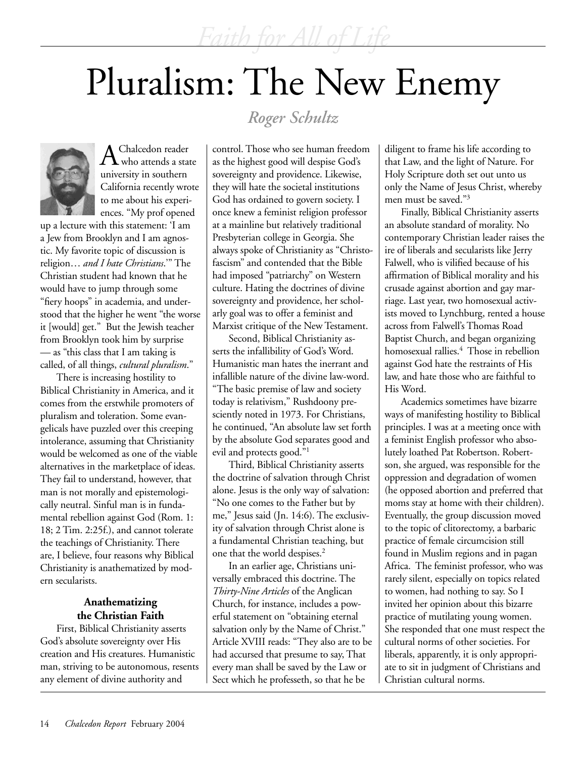# Pluralism: The New Enemy

*Roger Schultz*

A Chalcedon reader who attends a state university in southern California recently wrote to me about his experiences. "My prof opened up a lecture with this statement: 'I am a Jew from Brooklyn and I am agnostic. My favorite topic of discussion is religion… *and I hate Christians*.'" The Christian student had known that he would have to jump through some "fiery hoops" in academia, and understood that the higher he went "the worse it [would] get." But the Jewish teacher from Brooklyn took him by surprise — as "this class that I am taking is called, of all things, *cultural pluralism*."

There is increasing hostility to Biblical Christianity in America, and it comes from the erstwhile promoters of pluralism and toleration. Some evangelicals have puzzled over this creeping intolerance, assuming that Christianity would be welcomed as one of the viable alternatives in the marketplace of ideas. They fail to understand, however, that man is not morally and epistemologically neutral. Sinful man is in fundamental rebellion against God (Rom. 1: 18; 2 Tim. 2:25f.), and cannot tolerate the teachings of Christianity. There are, I believe, four reasons why Biblical Christianity is anathematized by modern secularists.

### Anathematizing the Christian Faith

First, Biblical Christianity asserts God's absolute sovereignty over His creation and His creatures. Humanistic man, striving to be autonomous, resents any element of divine authority and control. Those who see human freedom as the highest good will despise God's sovereignty and providence. Likewise, they will hate the societal institutions God has ordained to govern society. I once knew a feminist religion professor at a mainline but relatively traditional Presbyterian college in Georgia. She always spoke of Christianity as "Christofascism" and contended that the Bible had imposed "patriarchy" on Western culture. Hating the doctrines of divine sovereignty and providence, her scholarly goal was to offer a feminist and Marxist critique of the New Testament.

Second, Biblical Christianity asserts the infallibility of God's Word. Humanistic man hates the inerrant and infallible nature of the divine law-word. "The basic premise of law and society today is relativism," Rushdoony presciently noted in 1973. For Christians, he continued, "An absolute law set forth by the absolute God separates good and evil and protects good."[1]

Third, Biblical Christianity asserts the doctrine of salvation through Christ alone. Jesus is the only way of salvation: "No one comes to the Father but by me," Jesus said (Jn. 14:6). The exclusivity of salvation through Christ alone is a fundamental Christian teaching, but one that the world despises.[2]

In an earlier age, Christians universally embraced this doctrine. The *Thirty-Nine Articles* of the Anglican Church, for instance, includes a powerful statement on "obtaining eternal salvation only by the Name of Christ." Article XVIII reads: "They also are to be had accursed that presume to say, That every man shall be saved by the Law or Sect which he professeth, so that he be diligent to frame his life according to that Law, and the light of Nature. For Holy Scripture doth set out unto us only the Name of Jesus Christ, whereby men must be saved."[3]

Finally, Biblical Christianity asserts an absolute standard of morality. No contemporary Christian leader raises the ire of liberals and secularists like Jerry Falwell, who is vilified because of his affirmation of Biblical morality and his crusade against abortion and gay marriage. Last year, two homosexual activists moved to Lynchburg, rented a house across from Falwell's Thomas Road Baptist Church, and began organizing homosexual rallies.[4] Those in rebellion against God hate the restraints of His law, and hate those who are faithful to His Word.

Academics sometimes have bizarre ways of manifesting hostility to Biblical principles. I was at a meeting once with a feminist English professor who absolutely loathed Pat Robertson. Robertson, she argued, was responsible for the oppression and degradation of women (he opposed abortion and preferred that moms stay at home with their children). Eventually, the group discussion moved to the topic of clitorectomy, a barbaric practice of female circumcision still found in Muslim regions and in pagan Africa. The feminist professor, who was rarely silent, especially on topics related to women, had nothing to say. So I invited her opinion about this bizarre practice of mutilating young women. She responded that one must respect the cultural norms of other societies. For liberals, apparently, it is only appropriate to sit in judgment of Christians and Christian cultural norms.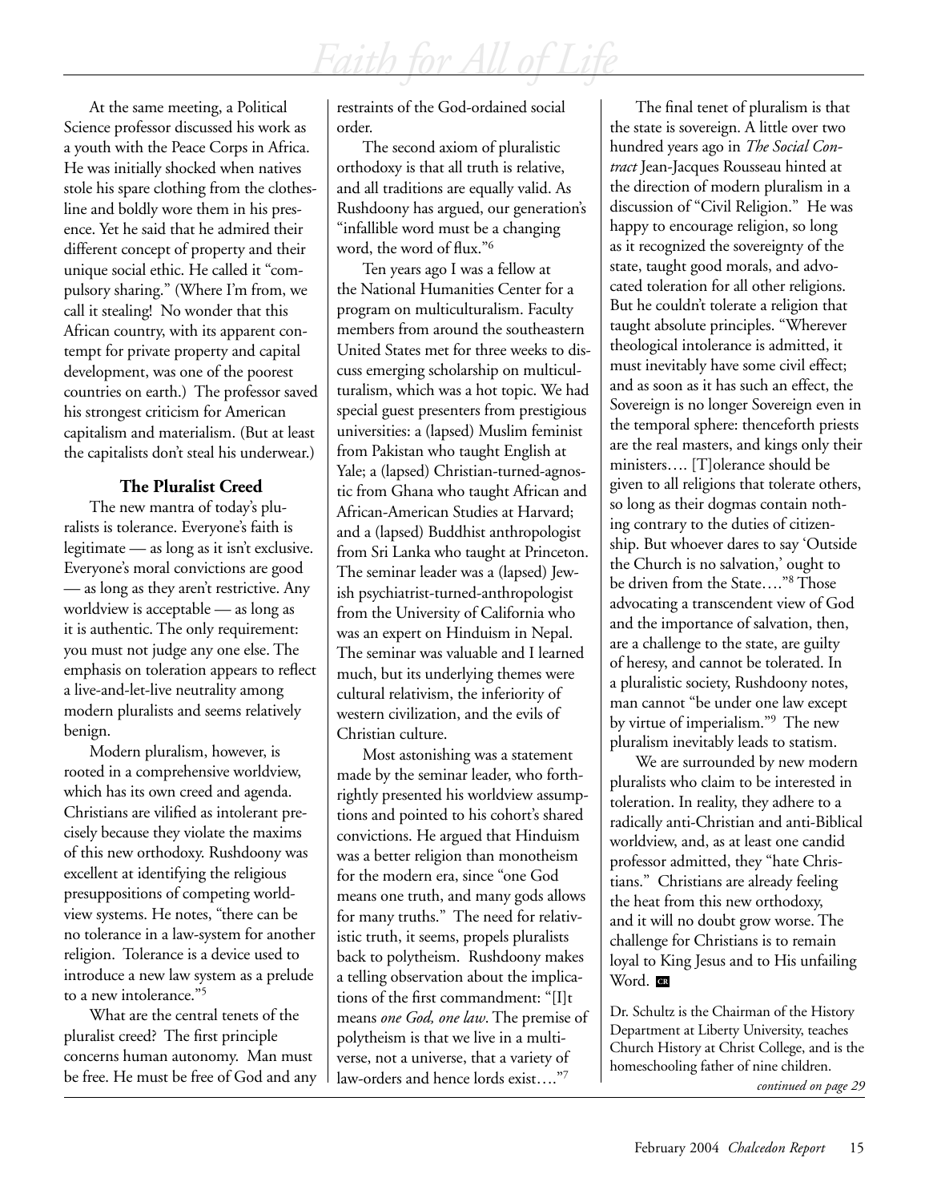At the same meeting, a Political Science professor discussed his work as a youth with the Peace Corps in Africa. He was initially shocked when natives stole his spare clothing from the clothesline and boldly wore them in his presence. Yet he said that he admired their different concept of property and their unique social ethic. He called it "compulsory sharing." (Where I'm from, we call it stealing! No wonder that this African country, with its apparent contempt for private property and capital development, was one of the poorest countries on earth.) The professor saved his strongest criticism for American capitalism and materialism. (But at least the capitalists don't steal his underwear.)

### The Pluralist Creed

The new mantra of today's pluralists is tolerance. Everyone's faith is legitimate — as long as it isn't exclusive. Everyone's moral convictions are good — as long as they aren't restrictive. Any worldview is acceptable — as long as it is authentic. The only requirement: you must not judge any one else. The emphasis on toleration appears to reflect a live-and-let-live neutrality among modern pluralists and seems relatively benign.

Modern pluralism, however, is rooted in a comprehensive worldview, which has its own creed and agenda. Christians are vilified as intolerant precisely because they violate the maxims of this new orthodoxy. Rushdoony was excellent at identifying the religious presuppositions of competing worldview systems. He notes, "there can be no tolerance in a law-system for another religion. Tolerance is a device used to introduce a new law system as a prelude to a new intolerance."[5]

What are the central tenets of the pluralist creed? The first principle concerns human autonomy. Man must be free. He must be free of God and any restraints of the God-ordained social order.

The second axiom of pluralistic orthodoxy is that all truth is relative, and all traditions are equally valid. As Rushdoony has argued, our generation's "infallible word must be a changing word, the word of flux."[6]

Ten years ago I was a fellow at the National Humanities Center for a program on multiculturalism. Faculty members from around the southeastern United States met for three weeks to discuss emerging scholarship on multiculturalism, which was a hot topic. We had special guest presenters from prestigious universities: a (lapsed) Muslim feminist from Pakistan who taught English at Yale; a (lapsed) Christian-turned-agnostic from Ghana who taught African and African-American Studies at Harvard; and a (lapsed) Buddhist anthropologist from Sri Lanka who taught at Princeton. The seminar leader was a (lapsed) Jewish psychiatrist-turned-anthropologist from the University of California who was an expert on Hinduism in Nepal. The seminar was valuable and I learned much, but its underlying themes were cultural relativism, the inferiority of western civilization, and the evils of Christian culture.

Most astonishing was a statement made by the seminar leader, who forthrightly presented his worldview assumptions and pointed to his cohort's shared convictions. He argued that Hinduism was a better religion than monotheism for the modern era, since "one God means one truth, and many gods allows for many truths." The need for relativistic truth, it seems, propels pluralists back to polytheism. Rushdoony makes a telling observation about the implications of the first commandment: "[I]t means *one God, one law*. The premise of polytheism is that we live in a multiverse, not a universe, that a variety of law-orders and hence lords exist…."[7]

The final tenet of pluralism is that the state is sovereign. A little over two hundred years ago in *The Social Contract* Jean-Jacques Rousseau hinted at the direction of modern pluralism in a discussion of "Civil Religion." He was happy to encourage religion, so long as it recognized the sovereignty of the state, taught good morals, and advocated toleration for all other religions. But he couldn't tolerate a religion that taught absolute principles. "Wherever theological intolerance is admitted, it must inevitably have some civil effect; and as soon as it has such an effect, the Sovereign is no longer Sovereign even in the temporal sphere: thenceforth priests are the real masters, and kings only their ministers…. [T]olerance should be given to all religions that tolerate others, so long as their dogmas contain nothing contrary to the duties of citizenship. But whoever dares to say 'Outside the Church is no salvation,' ought to be driven from the State…."[8] Those advocating a transcendent view of God and the importance of salvation, then, are a challenge to the state, are guilty of heresy, and cannot be tolerated. In a pluralistic society, Rushdoony notes, man cannot "be under one law except by virtue of imperialism."[9] The new pluralism inevitably leads to statism.

We are surrounded by new modern pluralists who claim to be interested in toleration. In reality, they adhere to a radically anti-Christian and anti-Biblical worldview, and, as at least one candid professor admitted, they "hate Christians." Christians are already feeling the heat from this new orthodoxy, and it will no doubt grow worse. The challenge for Christians is to remain loyal to King Jesus and to His unfailing Word. CR

Dr. Schultz is the Chairman of the History Department at Liberty University, teaches Church History at Christ College, and is the homeschooling father of nine children.

*continued on page 29*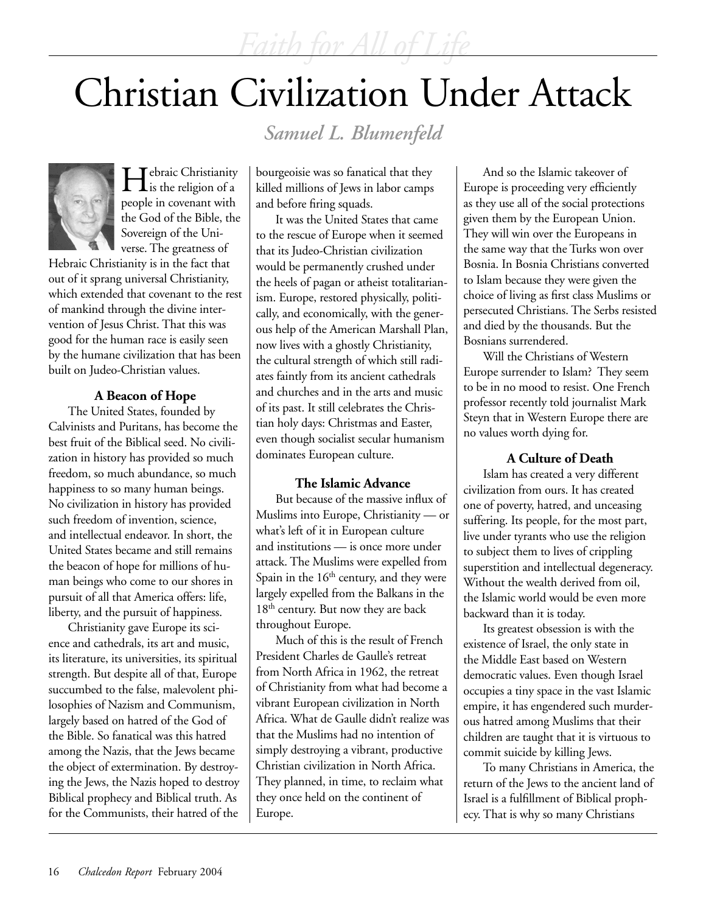# Christian Civilization Under Attack

*Samuel L. Blumenfeld*

Hebraic Christianity is the religion of a people in covenant with the God of the Bible, the Sovereign of the Universe. The greatness of Hebraic Christianity is in the fact that out of it sprang universal Christianity, which extended that covenant to the rest of mankind through the divine intervention of Jesus Christ. That this was good for the human race is easily seen by the humane civilization that has been built on Judeo-Christian values.

### A Beacon of Hope

The United States, founded by Calvinists and Puritans, has become the best fruit of the Biblical seed. No civilization in history has provided so much freedom, so much abundance, so much happiness to so many human beings. No civilization in history has provided such freedom of invention, science, and intellectual endeavor. In short, the United States became and still remains the beacon of hope for millions of human beings who come to our shores in pursuit of all that America offers: life, liberty, and the pursuit of happiness.

Christianity gave Europe its science and cathedrals, its art and music, its literature, its universities, its spiritual strength. But despite all of that, Europe succumbed to the false, malevolent philosophies of Nazism and Communism, largely based on hatred of the God of the Bible. So fanatical was this hatred among the Nazis, that the Jews became the object of extermination. By destroying the Jews, the Nazis hoped to destroy Biblical prophecy and Biblical truth. As for the Communists, their hatred of the bourgeoisie was so fanatical that they killed millions of Jews in labor camps and before firing squads.

It was the United States that came to the rescue of Europe when it seemed that its Judeo-Christian civilization would be permanently crushed under the heels of pagan or atheist totalitarianism. Europe, restored physically, politically, and economically, with the generous help of the American Marshall Plan, now lives with a ghostly Christianity, the cultural strength of which still radiates faintly from its ancient cathedrals and churches and in the arts and music of its past. It still celebrates the Christian holy days: Christmas and Easter, even though socialist secular humanism dominates European culture.

### The Islamic Advance

But because of the massive influx of Muslims into Europe, Christianity — or what's left of it in European culture and institutions — is once more under attack. The Muslims were expelled from Spain in the 16th century, and they were largely expelled from the Balkans in the 18th century. But now they are back throughout Europe.

Much of this is the result of French President Charles de Gaulle's retreat from North Africa in 1962, the retreat of Christianity from what had become a vibrant European civilization in North Africa. What de Gaulle didn't realize was that the Muslims had no intention of simply destroying a vibrant, productive Christian civilization in North Africa. They planned, in time, to reclaim what they once held on the continent of Europe.

And so the Islamic takeover of Europe is proceeding very efficiently as they use all of the social protections given them by the European Union. They will win over the Europeans in the same way that the Turks won over Bosnia. In Bosnia Christians converted to Islam because they were given the choice of living as first class Muslims or persecuted Christians. The Serbs resisted and died by the thousands. But the Bosnians surrendered.

Will the Christians of Western Europe surrender to Islam? They seem to be in no mood to resist. One French professor recently told journalist Mark Steyn that in Western Europe there are no values worth dying for.

### A Culture of Death

Islam has created a very different civilization from ours. It has created one of poverty, hatred, and unceasing suffering. Its people, for the most part, live under tyrants who use the religion to subject them to lives of crippling superstition and intellectual degeneracy. Without the wealth derived from oil, the Islamic world would be even more backward than it is today.

Its greatest obsession is with the existence of Israel, the only state in the Middle East based on Western democratic values. Even though Israel occupies a tiny space in the vast Islamic empire, it has engendered such murderous hatred among Muslims that their children are taught that it is virtuous to commit suicide by killing Jews.

To many Christians in America, the return of the Jews to the ancient land of Israel is a fulfillment of Biblical prophecy. That is why so many Christians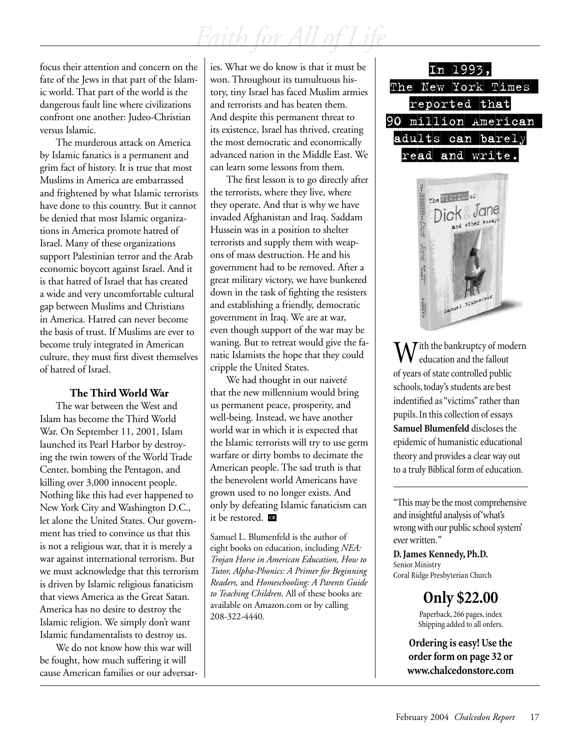focus their attention and concern on the fate of the Jews in that part of the Islamic world. That part of the world is the dangerous fault line where civilizations confront one another: Judeo-Christian versus Islamic.

The murderous attack on America by Islamic fanatics is a permanent and grim fact of history. It is true that most Muslims in America are embarrassed and frightened by what Islamic terrorists have done to this country. But it cannot be denied that most Islamic organizations in America promote hatred of Israel. Many of these organizations support Palestinian terror and the Arab economic boycott against Israel. And it is that hatred of Israel that has created a wide and very uncomfortable cultural gap between Muslims and Christians in America. Hatred can never become the basis of trust. If Muslims are ever to become truly integrated in American culture, they must first divest themselves of hatred of Israel.

### The Third World War

The war between the West and Islam has become the Third World War. On September 11, 2001, Islam launched its Pearl Harbor by destroying the twin towers of the World Trade Center, bombing the Pentagon, and killing over 3,000 innocent people. Nothing like this had ever happened to New York City and Washington D.C., let alone the United States. Our government has tried to convince us that this is not a religious war, that it is merely a war against international terrorism. But we must acknowledge that this terrorism is driven by Islamic religious fanaticism that views America as the Great Satan. America has no desire to destroy the Islamic religion. We simply don't want Islamic fundamentalists to destroy us.

We do not know how this war will be fought, how much suffering it will cause American families or our adversaries. What we do know is that it must be won. Throughout its tumultuous history, tiny Israel has faced Muslim armies and terrorists and has beaten them. And despite this permanent threat to its existence, Israel has thrived, creating the most democratic and economically advanced nation in the Middle East. We can learn some lessons from them.

The first lesson is to go directly after the terrorists, where they live, where they operate. And that is why we have invaded Afghanistan and Iraq. Saddam Hussein was in a position to shelter terrorists and supply them with weapons of mass destruction. He and his government had to be removed. After a great military victory, we have bunkered down in the task of fighting the resisters and establishing a friendly, democratic government in Iraq. We are at war, even though support of the war may be waning. But to retreat would give the fanatic Islamists the hope that they could cripple the United States.

We had thought in our naiveté that the new millennium would bring us permanent peace, prosperity, and well-being. Instead, we have another world war in which it is expected that the Islamic terrorists will try to use germ warfare or dirty bombs to decimate the American people. The sad truth is that the benevolent world Americans have grown used to no longer exists. And only by defeating Islamic fanaticism can it be restored. CR

Samuel L. Blumenfeld is the author of eight books on education, including *NEA: Trojan Horse in American Education, How to Tutor, Alpha-Phonics: A Primer for Beginning Readers,* and *Homeschooling: A Parents Guide to Teaching Children*. All of these books are available on Amazon.com or by calling 208-322-4440.

---

**In 1993, The New York Times reported that 90 million American adults can barely read and write.**

**The Victims of Dick & Jane and other essays** — Samuel Blumenfeld

With the bankruptcy of modern education and the fallout of years of state controlled public schools, today's students are best indentified as "victims" rather than pupils. In this collection of essays **Samuel Blumenfeld** discloses the epidemic of humanistic educational theory and provides a clear way out to a truly Biblical form of education.

"This may be the most comprehensive and insightful analysis of 'what's wrong with our public school system' ever written."

**D. James Kennedy, Ph.D.**
Senior Ministry
Coral Ridge Presbyterian Church

**Only $22.00**

Paperback, 266 pages, index
Shipping added to all orders.

**Ordering is easy! Use the order form on page 32 or www.chalcedonstore.com**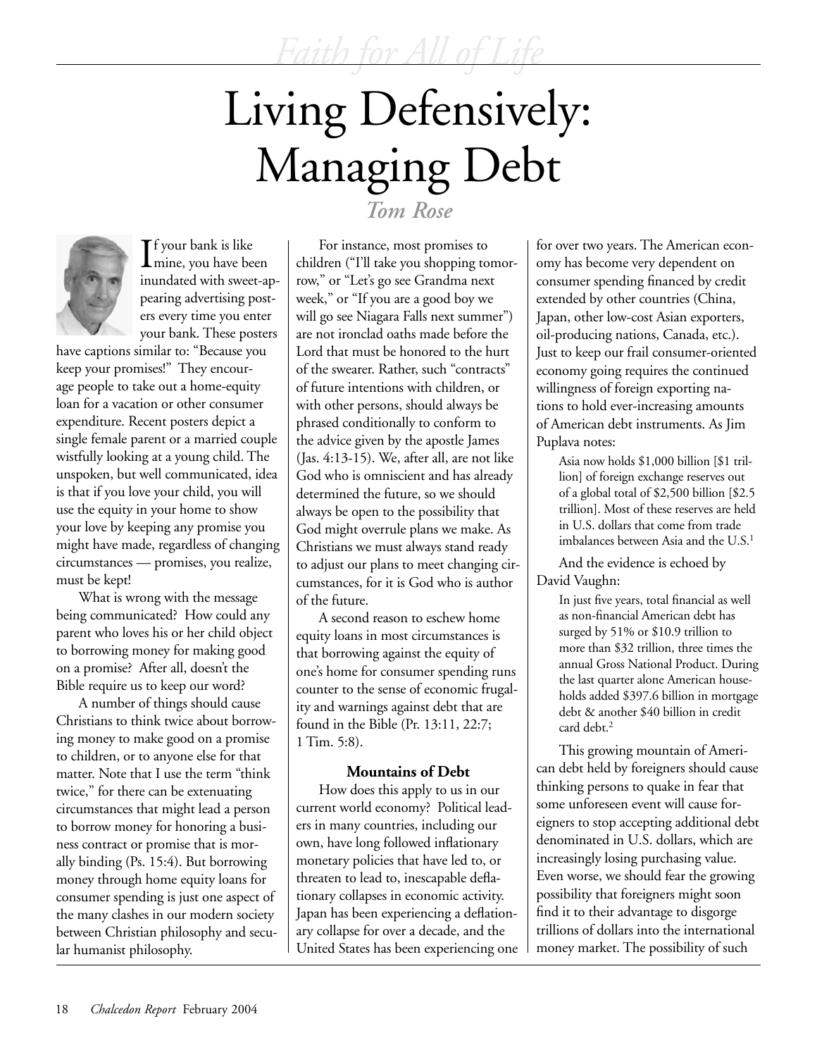# Living Defensively: Managing Debt

*Tom Rose*

If your bank is like mine, you have been inundated with sweet-appearing advertising posters every time you enter your bank. These posters have captions similar to: "Because you keep your promises!" They encourage people to take out a home-equity loan for a vacation or other consumer expenditure. Recent posters depict a single female parent or a married couple wistfully looking at a young child. The unspoken, but well communicated, idea is that if you love your child, you will use the equity in your home to show your love by keeping any promise you might have made, regardless of changing circumstances — promises, you realize, must be kept!

What is wrong with the message being communicated? How could any parent who loves his or her child object to borrowing money for making good on a promise? After all, doesn't the Bible require us to keep our word?

A number of things should cause Christians to think twice about borrowing money to make good on a promise to children, or to anyone else for that matter. Note that I use the term "think twice," for there can be extenuating circumstances that might lead a person to borrow money for honoring a business contract or promise that is morally binding (Ps. 15:4). But borrowing money through home equity loans for consumer spending is just one aspect of the many clashes in our modern society between Christian philosophy and secular humanist philosophy.

For instance, most promises to children ("I'll take you shopping tomorrow," or "Let's go see Grandma next week," or "If you are a good boy we will go see Niagara Falls next summer") are not ironclad oaths made before the Lord that must be honored to the hurt of the swearer. Rather, such "contracts" of future intentions with children, or with other persons, should always be phrased conditionally to conform to the advice given by the apostle James (Jas. 4:13-15). We, after all, are not like God who is omniscient and has already determined the future, so we should always be open to the possibility that God might overrule plans we make. As Christians we must always stand ready to adjust our plans to meet changing circumstances, for it is God who is author of the future.

A second reason to eschew home equity loans in most circumstances is that borrowing against the equity of one's home for consumer spending runs counter to the sense of economic frugality and warnings against debt that are found in the Bible (Pr. 13:11, 22:7; 1 Tim. 5:8).

### Mountains of Debt

How does this apply to us in our current world economy? Political leaders in many countries, including our own, have long followed inflationary monetary policies that have led to, or threaten to lead to, inescapable deflationary collapses in economic activity. Japan has been experiencing a deflationary collapse for over a decade, and the United States has been experiencing one for over two years. The American economy has become very dependent on consumer spending financed by credit extended by other countries (China, Japan, other low-cost Asian exporters, oil-producing nations, Canada, etc.). Just to keep our frail consumer-oriented economy going requires the continued willingness of foreign exporting nations to hold ever-increasing amounts of American debt instruments. As Jim Puplava notes:

> Asia now holds $1,000 billion [$1 trillion] of foreign exchange reserves out of a global total of $2,500 billion [$2.5 trillion]. Most of these reserves are held in U.S. dollars that come from trade imbalances between Asia and the U.S.[1]

And the evidence is echoed by David Vaughn:

> In just five years, total financial as well as non-financial American debt has surged by 51% or $10.9 trillion to more than $32 trillion, three times the annual Gross National Product. During the last quarter alone American households added $397.6 billion in mortgage debt & another $40 billion in credit card debt.[2]

This growing mountain of American debt held by foreigners should cause thinking persons to quake in fear that some unforeseen event will cause foreigners to stop accepting additional debt denominated in U.S. dollars, which are increasingly losing purchasing value. Even worse, we should fear the growing possibility that foreigners might soon find it to their advantage to disgorge trillions of dollars into the international money market. The possibility of such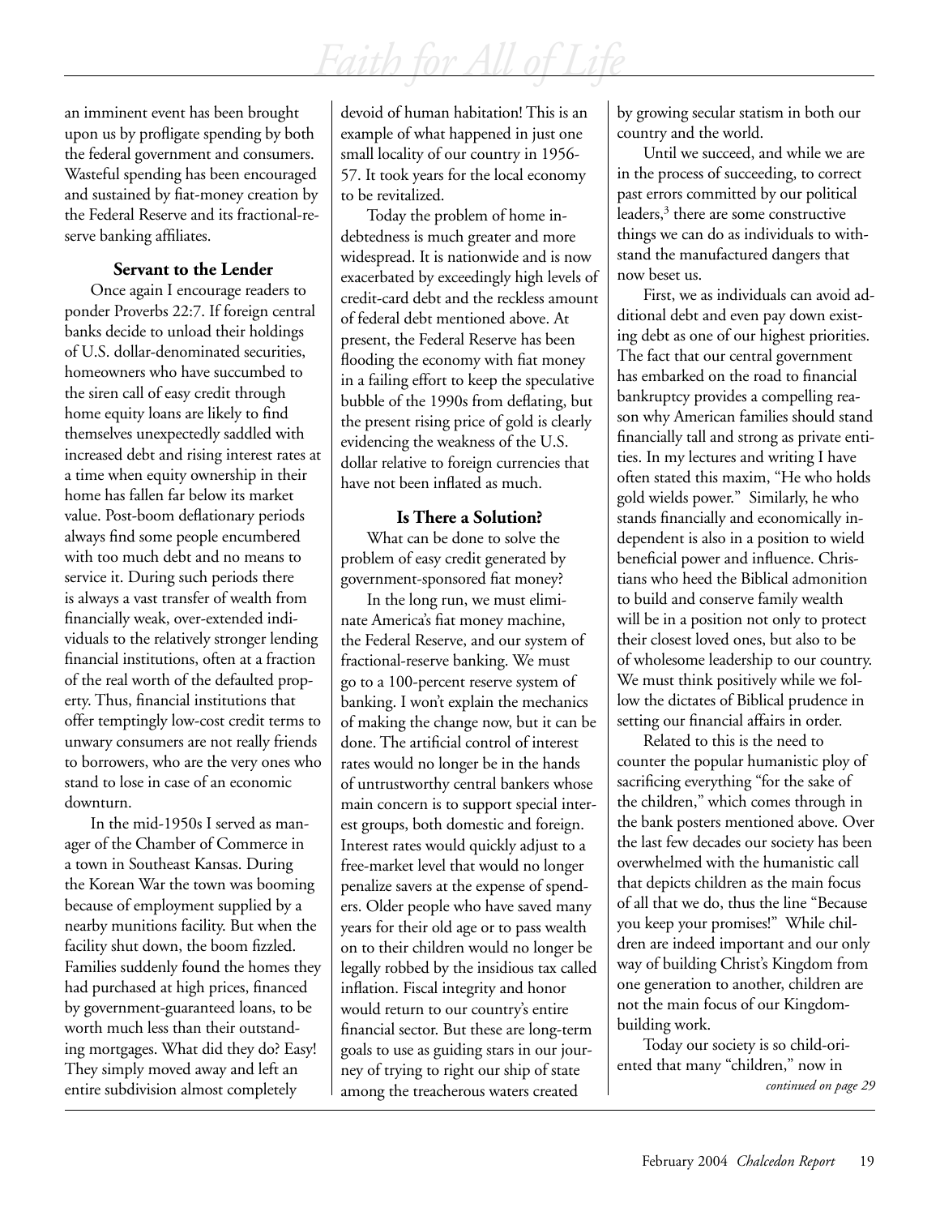an imminent event has been brought upon us by profligate spending by both the federal government and consumers. Wasteful spending has been encouraged and sustained by fiat-money creation by the Federal Reserve and its fractional-reserve banking affiliates.

### Servant to the Lender

Once again I encourage readers to ponder Proverbs 22:7. If foreign central banks decide to unload their holdings of U.S. dollar-denominated securities, homeowners who have succumbed to the siren call of easy credit through home equity loans are likely to find themselves unexpectedly saddled with increased debt and rising interest rates at a time when equity ownership in their home has fallen far below its market value. Post-boom deflationary periods always find some people encumbered with too much debt and no means to service it. During such periods there is always a vast transfer of wealth from financially weak, over-extended individuals to the relatively stronger lending financial institutions, often at a fraction of the real worth of the defaulted property. Thus, financial institutions that offer temptingly low-cost credit terms to unwary consumers are not really friends to borrowers, who are the very ones who stand to lose in case of an economic downturn.

In the mid-1950s I served as manager of the Chamber of Commerce in a town in Southeast Kansas. During the Korean War the town was booming because of employment supplied by a nearby munitions facility. But when the facility shut down, the boom fizzled. Families suddenly found the homes they had purchased at high prices, financed by government-guaranteed loans, to be worth much less than their outstanding mortgages. What did they do? Easy! They simply moved away and left an entire subdivision almost completely devoid of human habitation! This is an example of what happened in just one small locality of our country in 1956-57. It took years for the local economy to be revitalized.

Today the problem of home indebtedness is much greater and more widespread. It is nationwide and is now exacerbated by exceedingly high levels of credit-card debt and the reckless amount of federal debt mentioned above. At present, the Federal Reserve has been flooding the economy with fiat money in a failing effort to keep the speculative bubble of the 1990s from deflating, but the present rising price of gold is clearly evidencing the weakness of the U.S. dollar relative to foreign currencies that have not been inflated as much.

### Is There a Solution?

What can be done to solve the problem of easy credit generated by government-sponsored fiat money?

In the long run, we must eliminate America's fiat money machine, the Federal Reserve, and our system of fractional-reserve banking. We must go to a 100-percent reserve system of banking. I won't explain the mechanics of making the change now, but it can be done. The artificial control of interest rates would no longer be in the hands of untrustworthy central bankers whose main concern is to support special interest groups, both domestic and foreign. Interest rates would quickly adjust to a free-market level that would no longer penalize savers at the expense of spenders. Older people who have saved many years for their old age or to pass wealth on to their children would no longer be legally robbed by the insidious tax called inflation. Fiscal integrity and honor would return to our country's entire financial sector. But these are long-term goals to use as guiding stars in our journey of trying to right our ship of state among the treacherous waters created by growing secular statism in both our country and the world.

Until we succeed, and while we are in the process of succeeding, to correct past errors committed by our political leaders,[3] there are some constructive things we can do as individuals to withstand the manufactured dangers that now beset us.

First, we as individuals can avoid additional debt and even pay down existing debt as one of our highest priorities. The fact that our central government has embarked on the road to financial bankruptcy provides a compelling reason why American families should stand financially tall and strong as private entities. In my lectures and writing I have often stated this maxim, "He who holds gold wields power." Similarly, he who stands financially and economically independent is also in a position to wield beneficial power and influence. Christians who heed the Biblical admonition to build and conserve family wealth will be in a position not only to protect their closest loved ones, but also to be of wholesome leadership to our country. We must think positively while we follow the dictates of Biblical prudence in setting our financial affairs in order.

Related to this is the need to counter the popular humanistic ploy of sacrificing everything "for the sake of the children," which comes through in the bank posters mentioned above. Over the last few decades our society has been overwhelmed with the humanistic call that depicts children as the main focus of all that we do, thus the line "Because you keep your promises!" While children are indeed important and our only way of building Christ's Kingdom from one generation to another, children are not the main focus of our Kingdom-building work.

Today our society is so child-oriented that many "children," now in

*continued on page 29*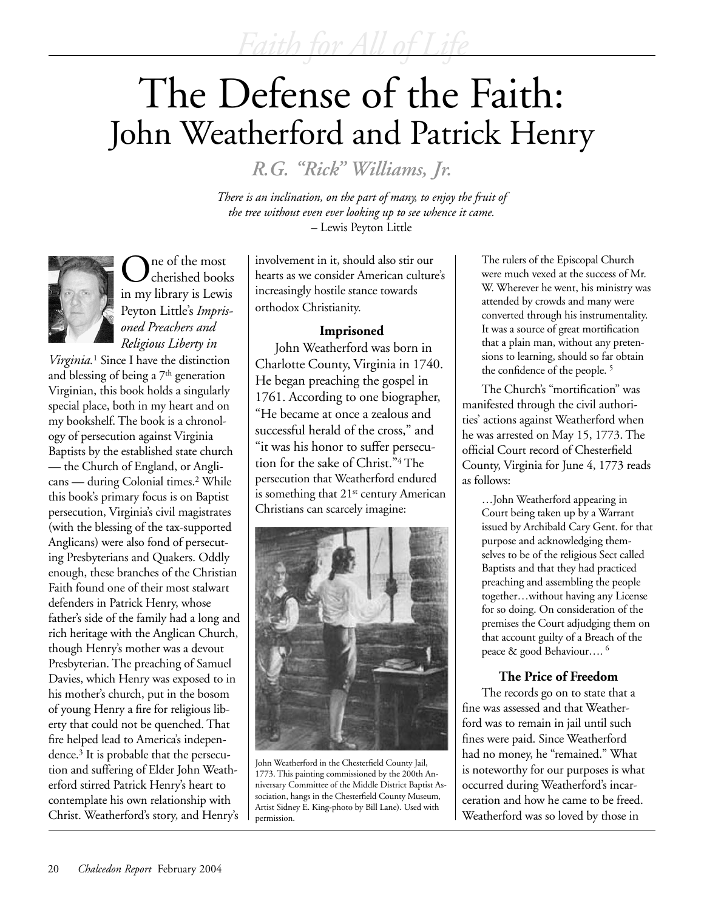# The Defense of the Faith: John Weatherford and Patrick Henry

*R.G. "Rick" Williams, Jr.*

*There is an inclination, on the part of many, to enjoy the fruit of the tree without even ever looking up to see whence it came.*
– Lewis Peyton Little

One of the most cherished books in my library is Lewis Peyton Little's *Imprisoned Preachers and Religious Liberty in Virginia.*[1] Since I have the distinction and blessing of being a 7th generation Virginian, this book holds a singularly special place, both in my heart and on my bookshelf. The book is a chronology of persecution against Virginia Baptists by the established state church — the Church of England, or Anglicans — during Colonial times.[2] While this book's primary focus is on Baptist persecution, Virginia's civil magistrates (with the blessing of the tax-supported Anglicans) were also fond of persecuting Presbyterians and Quakers. Oddly enough, these branches of the Christian Faith found one of their most stalwart defenders in Patrick Henry, whose father's side of the family had a long and rich heritage with the Anglican Church, though Henry's mother was a devout Presbyterian. The preaching of Samuel Davies, which Henry was exposed to in his mother's church, put in the bosom of young Henry a fire for religious liberty that could not be quenched. That fire helped lead to America's independence.[3] It is probable that the persecution and suffering of Elder John Weatherford stirred Patrick Henry's heart to contemplate his own relationship with Christ. Weatherford's story, and Henry's involvement in it, should also stir our hearts as we consider American culture's increasingly hostile stance towards orthodox Christianity.

### Imprisoned

John Weatherford was born in Charlotte County, Virginia in 1740. He began preaching the gospel in 1761. According to one biographer, "He became at once a zealous and successful herald of the cross," and "it was his honor to suffer persecution for the sake of Christ."[4] The persecution that Weatherford endured is something that 21st century American Christians can scarcely imagine:

John Weatherford in the Chesterfield County Jail, 1773. This painting commissioned by the 200th Anniversary Committee of the Middle District Baptist Association, hangs in the Chesterfield County Museum, Artist Sidney E. King-photo by Bill Lane). Used with permission.

> The rulers of the Episcopal Church were much vexed at the success of Mr. W. Wherever he went, his ministry was attended by crowds and many were converted through his instrumentality. It was a source of great mortification that a plain man, without any pretensions to learning, should so far obtain the confidence of the people.[5]

The Church's "mortification" was manifested through the civil authorities' actions against Weatherford when he was arrested on May 15, 1773. The official Court record of Chesterfield County, Virginia for June 4, 1773 reads as follows:

> …John Weatherford appearing in Court being taken up by a Warrant issued by Archibald Cary Gent. for that purpose and acknowledging themselves to be of the religious Sect called Baptists and that they had practiced preaching and assembling the people together…without having any License for so doing. On consideration of the premises the Court adjudging them on that account guilty of a Breach of the peace & good Behaviour….[6]

### The Price of Freedom

The records go on to state that a fine was assessed and that Weatherford was to remain in jail until such fines were paid. Since Weatherford had no money, he "remained." What is noteworthy for our purposes is what occurred during Weatherford's incarceration and how he came to be freed. Weatherford was so loved by those in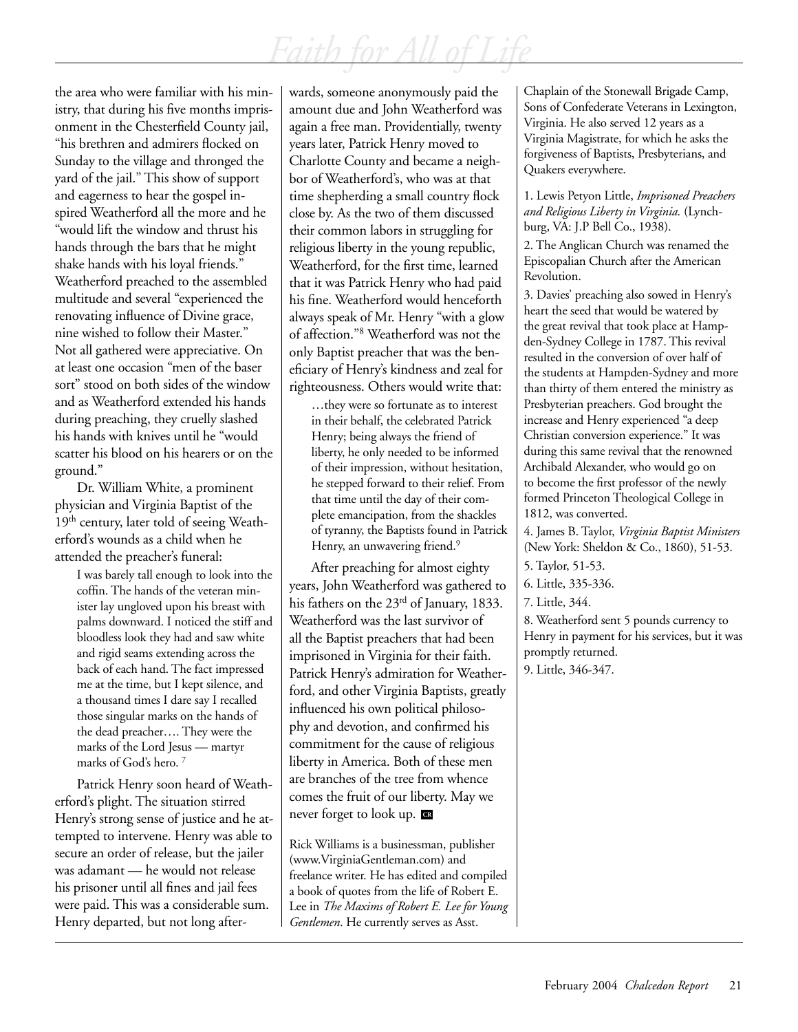the area who were familiar with his ministry, that during his five months imprisonment in the Chesterfield County jail, "his brethren and admirers flocked on Sunday to the village and thronged the yard of the jail." This show of support and eagerness to hear the gospel inspired Weatherford all the more and he "would lift the window and thrust his hands through the bars that he might shake hands with his loyal friends." Weatherford preached to the assembled multitude and several "experienced the renovating influence of Divine grace, nine wished to follow their Master." Not all gathered were appreciative. On at least one occasion "men of the baser sort" stood on both sides of the window and as Weatherford extended his hands during preaching, they cruelly slashed his hands with knives until he "would scatter his blood on his hearers or on the ground."

Dr. William White, a prominent physician and Virginia Baptist of the 19th century, later told of seeing Weatherford's wounds as a child when he attended the preacher's funeral:

> I was barely tall enough to look into the coffin. The hands of the veteran minister lay ungloved upon his breast with palms downward. I noticed the stiff and bloodless look they had and saw white and rigid seams extending across the back of each hand. The fact impressed me at the time, but I kept silence, and a thousand times I dare say I recalled those singular marks on the hands of the dead preacher…. They were the marks of the Lord Jesus — martyr marks of God's hero. [7]

Patrick Henry soon heard of Weatherford's plight. The situation stirred Henry's strong sense of justice and he attempted to intervene. Henry was able to secure an order of release, but the jailer was adamant — he would not release his prisoner until all fines and jail fees were paid. This was a considerable sum. Henry departed, but not long afterwards, someone anonymously paid the amount due and John Weatherford was again a free man. Providentially, twenty years later, Patrick Henry moved to Charlotte County and became a neighbor of Weatherford's, who was at that time shepherding a small country flock close by. As the two of them discussed their common labors in struggling for religious liberty in the young republic, Weatherford, for the first time, learned that it was Patrick Henry who had paid his fine. Weatherford would henceforth always speak of Mr. Henry "with a glow of affection."[8] Weatherford was not the only Baptist preacher that was the beneficiary of Henry's kindness and zeal for righteousness. Others would write that:

> …they were so fortunate as to interest in their behalf, the celebrated Patrick Henry; being always the friend of liberty, he only needed to be informed of their impression, without hesitation, he stepped forward to their relief. From that time until the day of their complete emancipation, from the shackles of tyranny, the Baptists found in Patrick Henry, an unwavering friend.[9]

After preaching for almost eighty years, John Weatherford was gathered to his fathers on the 23rd of January, 1833. Weatherford was the last survivor of all the Baptist preachers that had been imprisoned in Virginia for their faith. Patrick Henry's admiration for Weatherford, and other Virginia Baptists, greatly influenced his own political philosophy and devotion, and confirmed his commitment for the cause of religious liberty in America. Both of these men are branches of the tree from whence comes the fruit of our liberty. May we never forget to look up. CR

Rick Williams is a businessman, publisher (www.VirginiaGentleman.com) and freelance writer. He has edited and compiled a book of quotes from the life of Robert E. Lee in *The Maxims of Robert E. Lee for Young Gentlemen*. He currently serves as Asst. Chaplain of the Stonewall Brigade Camp, Sons of Confederate Veterans in Lexington, Virginia. He also served 12 years as a Virginia Magistrate, for which he asks the forgiveness of Baptists, Presbyterians, and Quakers everywhere.

1. Lewis Petyon Little, *Imprisoned Preachers and Religious Liberty in Virginia.* (Lynchburg, VA: J.P Bell Co., 1938).
2. The Anglican Church was renamed the Episcopalian Church after the American Revolution.
3. Davies' preaching also sowed in Henry's heart the seed that would be watered by the great revival that took place at Hampden-Sydney College in 1787. This revival resulted in the conversion of over half of the students at Hampden-Sydney and more than thirty of them entered the ministry as Presbyterian preachers. God brought the increase and Henry experienced "a deep Christian conversion experience." It was during this same revival that the renowned Archibald Alexander, who would go on to become the first professor of the newly formed Princeton Theological College in 1812, was converted.
4. James B. Taylor, *Virginia Baptist Ministers* (New York: Sheldon & Co., 1860), 51-53.
5. Taylor, 51-53.
6. Little, 335-336.
7. Little, 344.
8. Weatherford sent 5 pounds currency to Henry in payment for his services, but it was promptly returned.
9. Little, 346-347.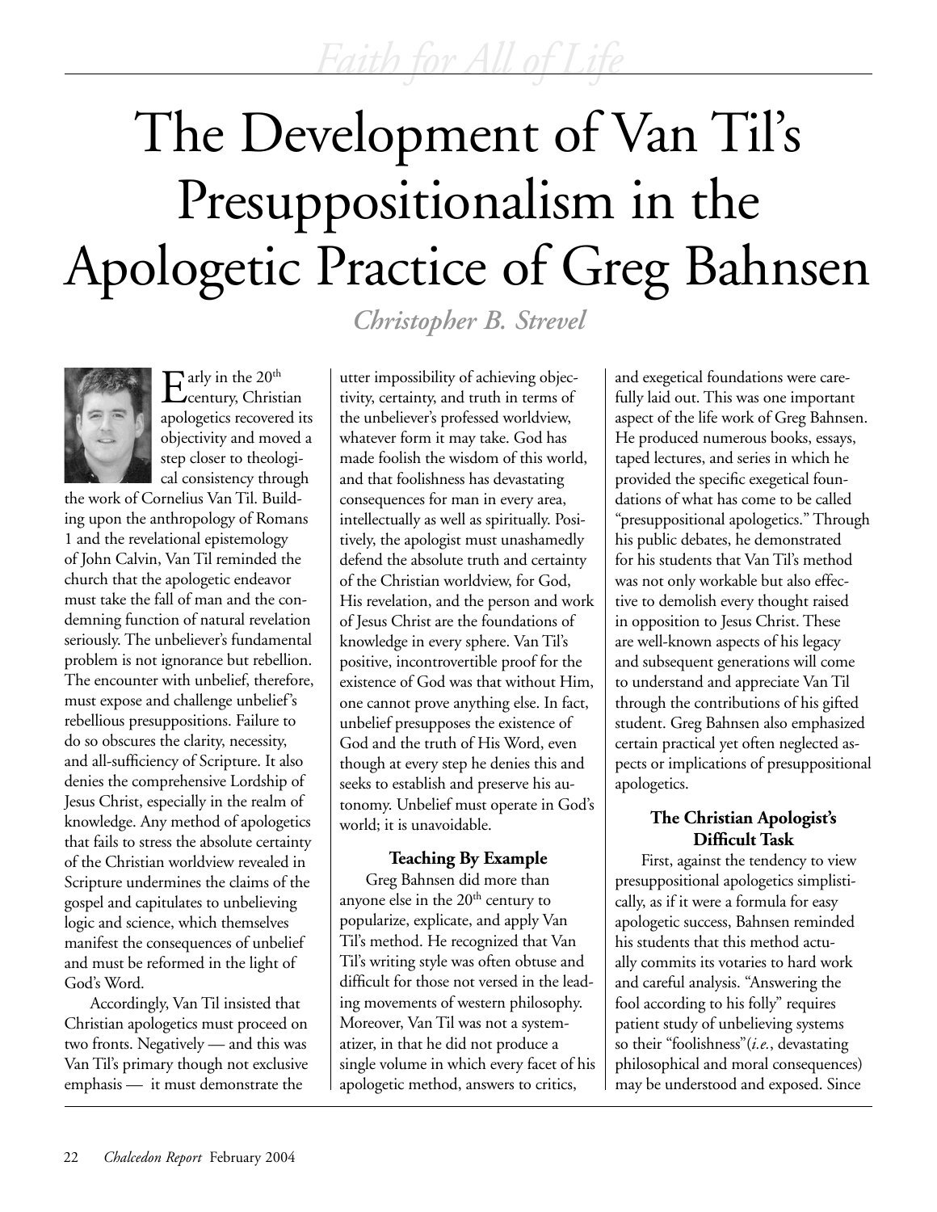# The Development of Van Til's Presuppositionalism in the Apologetic Practice of Greg Bahnsen

*Christopher B. Strevel*

Early in the 20th century, Christian apologetics recovered its objectivity and moved a step closer to theological consistency through the work of Cornelius Van Til. Building upon the anthropology of Romans 1 and the revelational epistemology of John Calvin, Van Til reminded the church that the apologetic endeavor must take the fall of man and the condemning function of natural revelation seriously. The unbeliever's fundamental problem is not ignorance but rebellion. The encounter with unbelief, therefore, must expose and challenge unbelief's rebellious presuppositions. Failure to do so obscures the clarity, necessity, and all-sufficiency of Scripture. It also denies the comprehensive Lordship of Jesus Christ, especially in the realm of knowledge. Any method of apologetics that fails to stress the absolute certainty of the Christian worldview revealed in Scripture undermines the claims of the gospel and capitulates to unbelieving logic and science, which themselves manifest the consequences of unbelief and must be reformed in the light of God's Word.

Accordingly, Van Til insisted that Christian apologetics must proceed on two fronts. Negatively — and this was Van Til's primary though not exclusive emphasis — it must demonstrate the utter impossibility of achieving objectivity, certainty, and truth in terms of the unbeliever's professed worldview, whatever form it may take. God has made foolish the wisdom of this world, and that foolishness has devastating consequences for man in every area, intellectually as well as spiritually. Positively, the apologist must unashamedly defend the absolute truth and certainty of the Christian worldview, for God, His revelation, and the person and work of Jesus Christ are the foundations of knowledge in every sphere. Van Til's positive, incontrovertible proof for the existence of God was that without Him, one cannot prove anything else. In fact, unbelief presupposes the existence of God and the truth of His Word, even though at every step he denies this and seeks to establish and preserve his autonomy. Unbelief must operate in God's world; it is unavoidable.

### Teaching By Example

Greg Bahnsen did more than anyone else in the 20th century to popularize, explicate, and apply Van Til's method. He recognized that Van Til's writing style was often obtuse and difficult for those not versed in the leading movements of western philosophy. Moreover, Van Til was not a systematizer, in that he did not produce a single volume in which every facet of his apologetic method, answers to critics, and exegetical foundations were carefully laid out. This was one important aspect of the life work of Greg Bahnsen. He produced numerous books, essays, taped lectures, and series in which he provided the specific exegetical foundations of what has come to be called "presuppositional apologetics." Through his public debates, he demonstrated for his students that Van Til's method was not only workable but also effective to demolish every thought raised in opposition to Jesus Christ. These are well-known aspects of his legacy and subsequent generations will come to understand and appreciate Van Til through the contributions of his gifted student. Greg Bahnsen also emphasized certain practical yet often neglected aspects or implications of presuppositional apologetics.

### The Christian Apologist's Difficult Task

First, against the tendency to view presuppositional apologetics simplistically, as if it were a formula for easy apologetic success, Bahnsen reminded his students that this method actually commits its votaries to hard work and careful analysis. "Answering the fool according to his folly" requires patient study of unbelieving systems so their "foolishness"(*i.e.*, devastating philosophical and moral consequences) may be understood and exposed. Since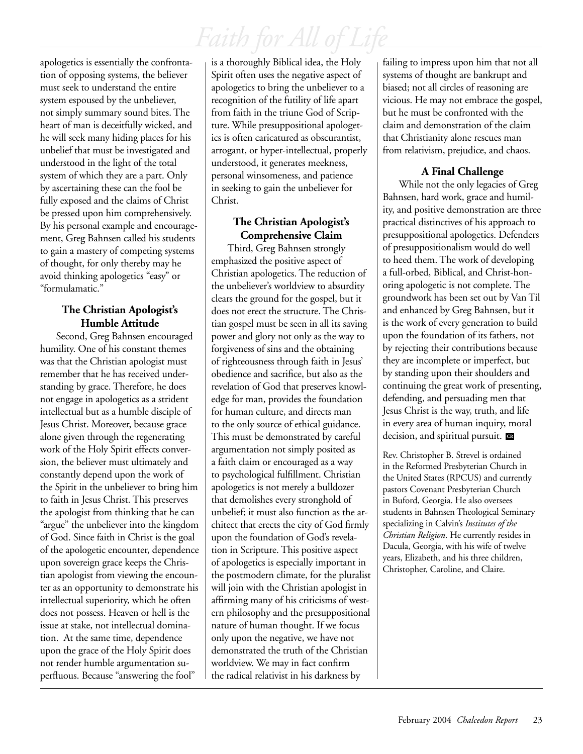apologetics is essentially the confrontation of opposing systems, the believer must seek to understand the entire system espoused by the unbeliever, not simply summary sound bites. The heart of man is deceitfully wicked, and he will seek many hiding places for his unbelief that must be investigated and understood in the light of the total system of which they are a part. Only by ascertaining these can the fool be fully exposed and the claims of Christ be pressed upon him comprehensively. By his personal example and encouragement, Greg Bahnsen called his students to gain a mastery of competing systems of thought, for only thereby may he avoid thinking apologetics "easy" or "formulamatic."

### The Christian Apologist's Humble Attitude

Second, Greg Bahnsen encouraged humility. One of his constant themes was that the Christian apologist must remember that he has received understanding by grace. Therefore, he does not engage in apologetics as a strident intellectual but as a humble disciple of Jesus Christ. Moreover, because grace alone given through the regenerating work of the Holy Spirit effects conversion, the believer must ultimately and constantly depend upon the work of the Spirit in the unbeliever to bring him to faith in Jesus Christ. This preserves the apologist from thinking that he can "argue" the unbeliever into the kingdom of God. Since faith in Christ is the goal of the apologetic encounter, dependence upon sovereign grace keeps the Christian apologist from viewing the encounter as an opportunity to demonstrate his intellectual superiority, which he often does not possess. Heaven or hell is the issue at stake, not intellectual domination. At the same time, dependence upon the grace of the Holy Spirit does not render humble argumentation superfluous. Because "answering the fool" is a thoroughly Biblical idea, the Holy Spirit often uses the negative aspect of apologetics to bring the unbeliever to a recognition of the futility of life apart from faith in the triune God of Scripture. While presuppositional apologetics is often caricatured as obscurantist, arrogant, or hyper-intellectual, properly understood, it generates meekness, personal winsomeness, and patience in seeking to gain the unbeliever for Christ.

### The Christian Apologist's Comprehensive Claim

Third, Greg Bahnsen strongly emphasized the positive aspect of Christian apologetics. The reduction of the unbeliever's worldview to absurdity clears the ground for the gospel, but it does not erect the structure. The Christian gospel must be seen in all its saving power and glory not only as the way to forgiveness of sins and the obtaining of righteousness through faith in Jesus' obedience and sacrifice, but also as the revelation of God that preserves knowledge for man, provides the foundation for human culture, and directs man to the only source of ethical guidance. This must be demonstrated by careful argumentation not simply posited as a faith claim or encouraged as a way to psychological fulfillment. Christian apologetics is not merely a bulldozer that demolishes every stronghold of unbelief; it must also function as the architect that erects the city of God firmly upon the foundation of God's revelation in Scripture. This positive aspect of apologetics is especially important in the postmodern climate, for the pluralist will join with the Christian apologist in affirming many of his criticisms of western philosophy and the presuppositional nature of human thought. If we focus only upon the negative, we have not demonstrated the truth of the Christian worldview. We may in fact confirm the radical relativist in his darkness by failing to impress upon him that not all systems of thought are bankrupt and biased; not all circles of reasoning are vicious. He may not embrace the gospel, but he must be confronted with the claim and demonstration of the claim that Christianity alone rescues man from relativism, prejudice, and chaos.

### A Final Challenge

While not the only legacies of Greg Bahnsen, hard work, grace and humility, and positive demonstration are three practical distinctives of his approach to presuppositional apologetics. Defenders of presuppositionalism would do well to heed them. The work of developing a full-orbed, Biblical, and Christ-honoring apologetic is not complete. The groundwork has been set out by Van Til and enhanced by Greg Bahnsen, but it is the work of every generation to build upon the foundation of its fathers, not by rejecting their contributions because they are incomplete or imperfect, but by standing upon their shoulders and continuing the great work of presenting, defending, and persuading men that Jesus Christ is the way, truth, and life in every area of human inquiry, moral decision, and spiritual pursuit. CR

Rev. Christopher B. Strevel is ordained in the Reformed Presbyterian Church in the United States (RPCUS) and currently pastors Covenant Presbyterian Church in Buford, Georgia. He also oversees students in Bahnsen Theological Seminary specializing in Calvin's *Institutes of the Christian Religion*. He currently resides in Dacula, Georgia, with his wife of twelve years, Elizabeth, and his three children, Christopher, Caroline, and Claire.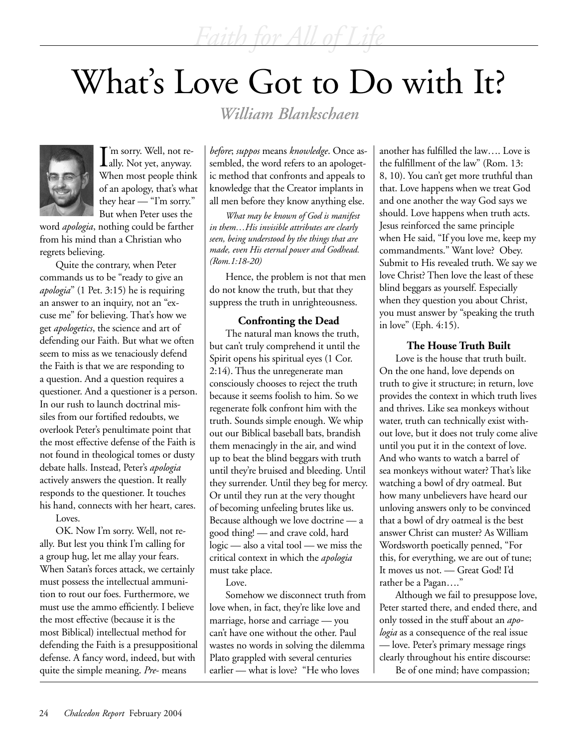# What's Love Got to Do with It?

***William Blankschaen***

I'm sorry. Well, not really. Not yet, anyway. When most people think of an apology, that's what they hear — "I'm sorry." But when Peter uses the word *apologia*, nothing could be farther from his mind than a Christian who regrets believing.

Quite the contrary, when Peter commands us to be "ready to give an *apologia*" (1 Pet. 3:15) he is requiring an answer to an inquiry, not an "excuse me" for believing. That's how we get *apologetics*, the science and art of defending our Faith. But what we often seem to miss as we tenaciously defend the Faith is that we are responding to a question. And a question requires a questioner. And a questioner is a person. In our rush to launch doctrinal missiles from our fortified redoubts, we overlook Peter's penultimate point that the most effective defense of the Faith is not found in theological tomes or dusty debate halls. Instead, Peter's *apologia* actively answers the question. It really responds to the questioner. It touches his hand, connects with her heart, cares.

Loves.

OK. Now I'm sorry. Well, not really. But lest you think I'm calling for a group hug, let me allay your fears. When Satan's forces attack, we certainly must possess the intellectual ammunition to rout our foes. Furthermore, we must use the ammo efficiently. I believe the most effective (because it is the most Biblical) intellectual method for defending the Faith is a presuppositional defense. A fancy word, indeed, but with quite the simple meaning. *Pre-* means *before*; *suppos* means *knowledge*. Once assembled, the word refers to an apologetic method that confronts and appeals to knowledge that the Creator implants in all men before they know anything else.

*What may be known of God is manifest in them…His invisible attributes are clearly seen, being understood by the things that are made, even His eternal power and Godhead. (Rom.1:18-20)*

Hence, the problem is not that men do not know the truth, but that they suppress the truth in unrighteousness.

### Confronting the Dead

The natural man knows the truth, but can't truly comprehend it until the Spirit opens his spiritual eyes (1 Cor. 2:14). Thus the unregenerate man consciously chooses to reject the truth because it seems foolish to him. So we regenerate folk confront him with the truth. Sounds simple enough. We whip out our Biblical baseball bats, brandish them menacingly in the air, and wind up to beat the blind beggars with truth until they're bruised and bleeding. Until they surrender. Until they beg for mercy. Or until they run at the very thought of becoming unfeeling brutes like us. Because although we love doctrine — a good thing! — and crave cold, hard logic — also a vital tool — we miss the critical context in which the *apologia* must take place.

Love.

Somehow we disconnect truth from love when, in fact, they're like love and marriage, horse and carriage — you can't have one without the other. Paul wastes no words in solving the dilemma Plato grappled with several centuries earlier — what is love? "He who loves another has fulfilled the law…. Love is the fulfillment of the law" (Rom. 13: 8, 10). You can't get more truthful than that. Love happens when we treat God and one another the way God says we should. Love happens when truth acts. Jesus reinforced the same principle when He said, "If you love me, keep my commandments." Want love? Obey. Submit to His revealed truth. We say we love Christ? Then love the least of these blind beggars as yourself. Especially when they question you about Christ, you must answer by "speaking the truth in love" (Eph. 4:15).

### The House Truth Built

Love is the house that truth built. On the one hand, love depends on truth to give it structure; in return, love provides the context in which truth lives and thrives. Like sea monkeys without water, truth can technically exist without love, but it does not truly come alive until you put it in the context of love. And who wants to watch a barrel of sea monkeys without water? That's like watching a bowl of dry oatmeal. But how many unbelievers have heard our unloving answers only to be convinced that a bowl of dry oatmeal is the best answer Christ can muster? As William Wordsworth poetically penned, "For this, for everything, we are out of tune; It moves us not. — Great God! I'd rather be a Pagan…."

Although we fail to presuppose love, Peter started there, and ended there, and only tossed in the stuff about an *apologia* as a consequence of the real issue — love. Peter's primary message rings clearly throughout his entire discourse:

Be of one mind; have compassion;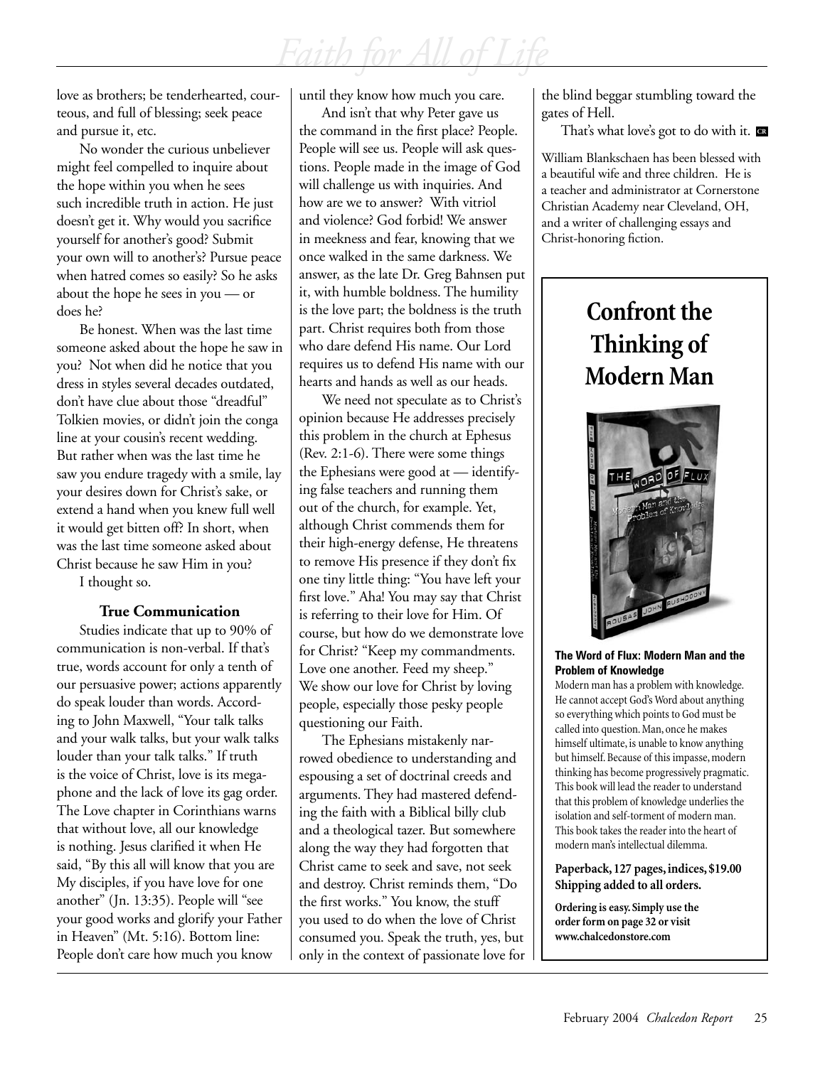love as brothers; be tenderhearted, courteous, and full of blessing; seek peace and pursue it, etc.

No wonder the curious unbeliever might feel compelled to inquire about the hope within you when he sees such incredible truth in action. He just doesn't get it. Why would you sacrifice yourself for another's good? Submit your own will to another's? Pursue peace when hatred comes so easily? So he asks about the hope he sees in you — or does he?

Be honest. When was the last time someone asked about the hope he saw in you? Not when did he notice that you dress in styles several decades outdated, don't have clue about those "dreadful" Tolkien movies, or didn't join the conga line at your cousin's recent wedding. But rather when was the last time he saw you endure tragedy with a smile, lay your desires down for Christ's sake, or extend a hand when you knew full well it would get bitten off? In short, when was the last time someone asked about Christ because he saw Him in you?

I thought so.

### True Communication

Studies indicate that up to 90% of communication is non-verbal. If that's true, words account for only a tenth of our persuasive power; actions apparently do speak louder than words. According to John Maxwell, "Your talk talks and your walk talks, but your walk talks louder than your talk talks." If truth is the voice of Christ, love is its megaphone and the lack of love its gag order. The Love chapter in Corinthians warns that without love, all our knowledge is nothing. Jesus clarified it when He said, "By this all will know that you are My disciples, if you have love for one another" (Jn. 13:35). People will "see your good works and glorify your Father in Heaven" (Mt. 5:16). Bottom line: People don't care how much you know until they know how much you care.

And isn't that why Peter gave us the command in the first place? People. People will see us. People will ask questions. People made in the image of God will challenge us with inquiries. And how are we to answer? With vitriol and violence? God forbid! We answer in meekness and fear, knowing that we once walked in the same darkness. We answer, as the late Dr. Greg Bahnsen put it, with humble boldness. The humility is the love part; the boldness is the truth part. Christ requires both from those who dare defend His name. Our Lord requires us to defend His name with our hearts and hands as well as our heads.

We need not speculate as to Christ's opinion because He addresses precisely this problem in the church at Ephesus (Rev. 2:1-6). There were some things the Ephesians were good at — identifying false teachers and running them out of the church, for example. Yet, although Christ commends them for their high-energy defense, He threatens to remove His presence if they don't fix one tiny little thing: "You have left your first love." Aha! You may say that Christ is referring to their love for Him. Of course, but how do we demonstrate love for Christ? "Keep my commandments. Love one another. Feed my sheep." We show our love for Christ by loving people, especially those pesky people questioning our Faith.

The Ephesians mistakenly narrowed obedience to understanding and espousing a set of doctrinal creeds and arguments. They had mastered defending the faith with a Biblical billy club and a theological tazer. But somewhere along the way they had forgotten that Christ came to seek and save, not seek and destroy. Christ reminds them, "Do the first works." You know, the stuff you used to do when the love of Christ consumed you. Speak the truth, yes, but only in the context of passionate love for the blind beggar stumbling toward the gates of Hell.

That's what love's got to do with it.

William Blankschaen has been blessed with a beautiful wife and three children. He is a teacher and administrator at Cornerstone Christian Academy near Cleveland, OH, and a writer of challenging essays and Christ-honoring fiction.

---

## Confront the Thinking of Modern Man

**The Word of Flux: Modern Man and the Problem of Knowledge**

Modern man has a problem with knowledge. He cannot accept God's Word about anything so everything which points to God must be called into question. Man, once he makes himself ultimate, is unable to know anything but himself. Because of this impasse, modern thinking has become progressively pragmatic. This book will lead the reader to understand that this problem of knowledge underlies the isolation and self-torment of modern man. This book takes the reader into the heart of modern man's intellectual dilemma.

**Paperback, 127 pages, indices, $19.00**
**Shipping added to all orders.**

**Ordering is easy. Simply use the order form on page 32 or visit www.chalcedonstore.com**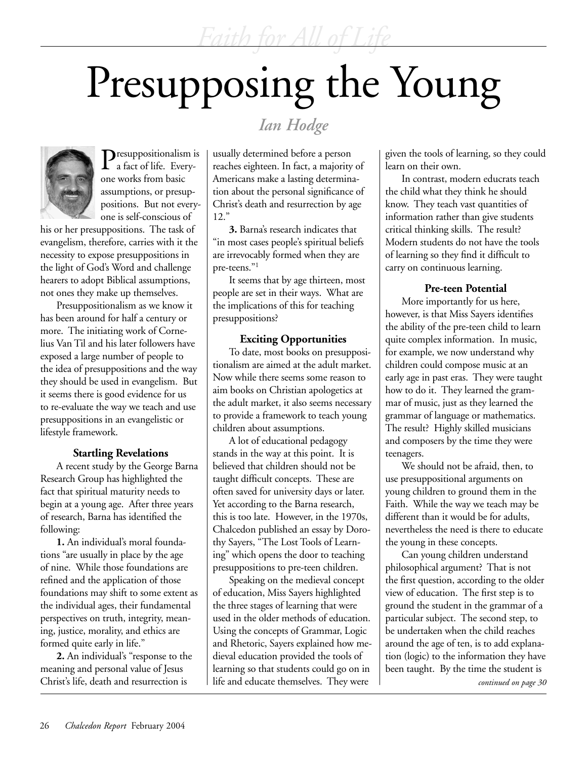# Presupposing the Young

*Ian Hodge*

Presuppositionalism is a fact of life. Everyone works from basic assumptions, or presuppositions. But not everyone is self-conscious of his or her presuppositions. The task of evangelism, therefore, carries with it the necessity to expose presuppositions in the light of God's Word and challenge hearers to adopt Biblical assumptions, not ones they make up themselves.

Presuppositionalism as we know it has been around for half a century or more. The initiating work of Cornelius Van Til and his later followers have exposed a large number of people to the idea of presuppositions and the way they should be used in evangelism. But it seems there is good evidence for us to re-evaluate the way we teach and use presuppositions in an evangelistic or lifestyle framework.

### Startling Revelations

A recent study by the George Barna Research Group has highlighted the fact that spiritual maturity needs to begin at a young age. After three years of research, Barna has identified the following:

**1.** An individual's moral foundations "are usually in place by the age of nine. While those foundations are refined and the application of those foundations may shift to some extent as the individual ages, their fundamental perspectives on truth, integrity, meaning, justice, morality, and ethics are formed quite early in life."

**2.** An individual's "response to the meaning and personal value of Jesus Christ's life, death and resurrection is usually determined before a person reaches eighteen. In fact, a majority of Americans make a lasting determination about the personal significance of Christ's death and resurrection by age 12."

**3.** Barna's research indicates that "in most cases people's spiritual beliefs are irrevocably formed when they are pre-teens."[1]

It seems that by age thirteen, most people are set in their ways. What are the implications of this for teaching presuppositions?

### Exciting Opportunities

To date, most books on presuppositionalism are aimed at the adult market. Now while there seems some reason to aim books on Christian apologetics at the adult market, it also seems necessary to provide a framework to teach young children about assumptions.

A lot of educational pedagogy stands in the way at this point. It is believed that children should not be taught difficult concepts. These are often saved for university days or later. Yet according to the Barna research, this is too late. However, in the 1970s, Chalcedon published an essay by Dorothy Sayers, "The Lost Tools of Learning" which opens the door to teaching presuppositions to pre-teen children.

Speaking on the medieval concept of education, Miss Sayers highlighted the three stages of learning that were used in the older methods of education. Using the concepts of Grammar, Logic and Rhetoric, Sayers explained how medieval education provided the tools of learning so that students could go on in life and educate themselves. They were given the tools of learning, so they could learn on their own.

In contrast, modern educrats teach the child what they think he should know. They teach vast quantities of information rather than give students critical thinking skills. The result? Modern students do not have the tools of learning so they find it difficult to carry on continuous learning.

### Pre-teen Potential

More importantly for us here, however, is that Miss Sayers identifies the ability of the pre-teen child to learn quite complex information. In music, for example, we now understand why children could compose music at an early age in past eras. They were taught how to do it. They learned the grammar of music, just as they learned the grammar of language or mathematics. The result? Highly skilled musicians and composers by the time they were teenagers.

We should not be afraid, then, to use presuppositional arguments on young children to ground them in the Faith. While the way we teach may be different than it would be for adults, nevertheless the need is there to educate the young in these concepts.

Can young children understand philosophical argument? That is not the first question, according to the older view of education. The first step is to ground the student in the grammar of a particular subject. The second step, to be undertaken when the child reaches around the age of ten, is to add explanation (logic) to the information they have been taught. By the time the student is

*continued on page 30*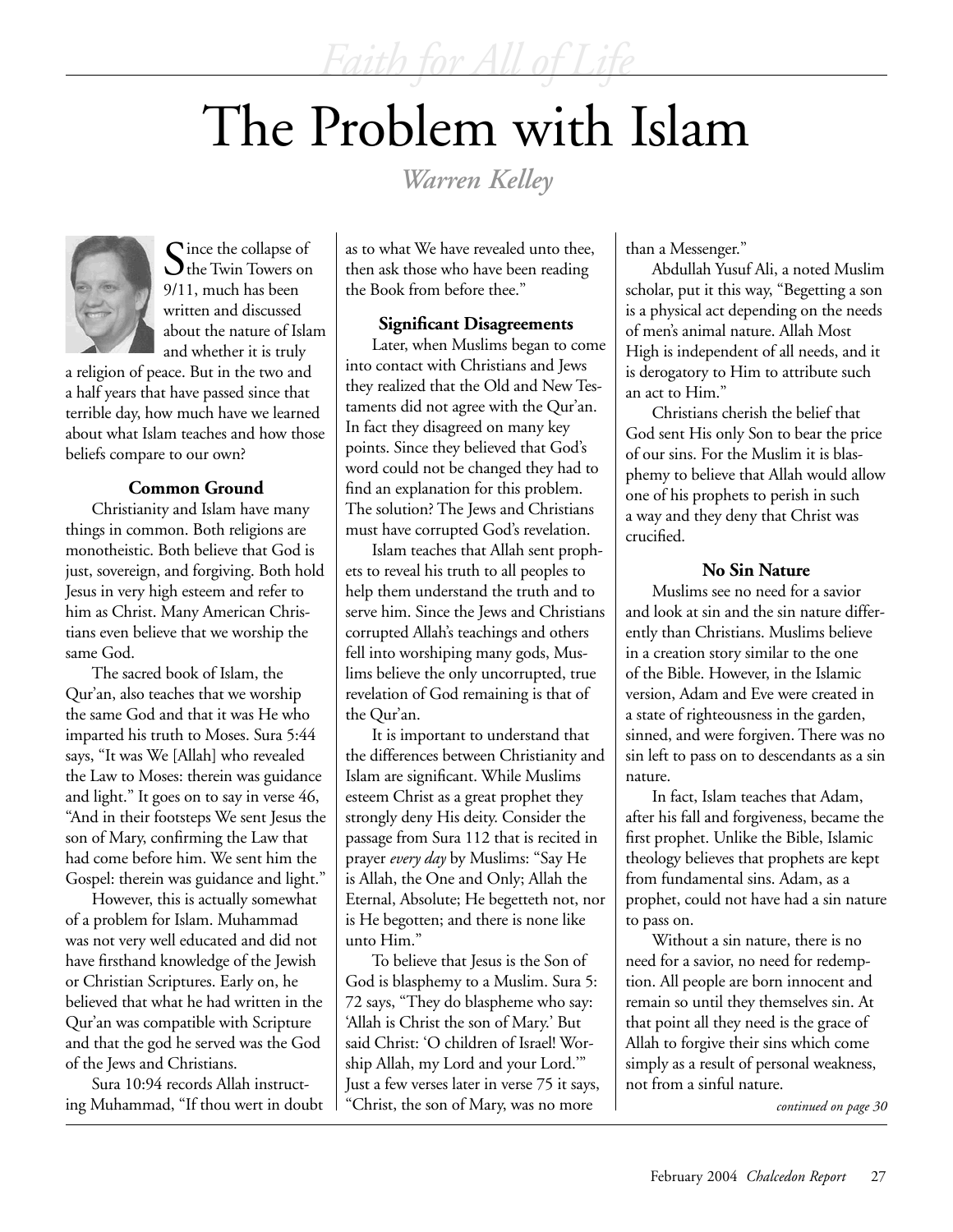# The Problem with Islam

*Warren Kelley*

Since the collapse of the Twin Towers on 9/11, much has been written and discussed about the nature of Islam and whether it is truly a religion of peace. But in the two and a half years that have passed since that terrible day, how much have we learned about what Islam teaches and how those beliefs compare to our own?

### Common Ground

Christianity and Islam have many things in common. Both religions are monotheistic. Both believe that God is just, sovereign, and forgiving. Both hold Jesus in very high esteem and refer to him as Christ. Many American Christians even believe that we worship the same God.

The sacred book of Islam, the Qur'an, also teaches that we worship the same God and that it was He who imparted his truth to Moses. Sura 5:44 says, "It was We [Allah] who revealed the Law to Moses: therein was guidance and light." It goes on to say in verse 46, "And in their footsteps We sent Jesus the son of Mary, confirming the Law that had come before him. We sent him the Gospel: therein was guidance and light."

However, this is actually somewhat of a problem for Islam. Muhammad was not very well educated and did not have firsthand knowledge of the Jewish or Christian Scriptures. Early on, he believed that what he had written in the Qur'an was compatible with Scripture and that the god he served was the God of the Jews and Christians.

Sura 10:94 records Allah instructing Muhammad, "If thou wert in doubt as to what We have revealed unto thee, then ask those who have been reading the Book from before thee."

### Significant Disagreements

Later, when Muslims began to come into contact with Christians and Jews they realized that the Old and New Testaments did not agree with the Qur'an. In fact they disagreed on many key points. Since they believed that God's word could not be changed they had to find an explanation for this problem. The solution? The Jews and Christians must have corrupted God's revelation.

Islam teaches that Allah sent prophets to reveal his truth to all peoples to help them understand the truth and to serve him. Since the Jews and Christians corrupted Allah's teachings and others fell into worshiping many gods, Muslims believe the only uncorrupted, true revelation of God remaining is that of the Qur'an.

It is important to understand that the differences between Christianity and Islam are significant. While Muslims esteem Christ as a great prophet they strongly deny His deity. Consider the passage from Sura 112 that is recited in prayer *every day* by Muslims: "Say He is Allah, the One and Only; Allah the Eternal, Absolute; He begetteth not, nor is He begotten; and there is none like unto Him."

To believe that Jesus is the Son of God is blasphemy to a Muslim. Sura 5:72 says, "They do blaspheme who say: 'Allah is Christ the son of Mary.' But said Christ: 'O children of Israel! Worship Allah, my Lord and your Lord.'" Just a few verses later in verse 75 it says, "Christ, the son of Mary, was no more than a Messenger."

Abdullah Yusuf Ali, a noted Muslim scholar, put it this way, "Begetting a son is a physical act depending on the needs of men's animal nature. Allah Most High is independent of all needs, and it is derogatory to Him to attribute such an act to Him."

Christians cherish the belief that God sent His only Son to bear the price of our sins. For the Muslim it is blasphemy to believe that Allah would allow one of his prophets to perish in such a way and they deny that Christ was crucified.

### No Sin Nature

Muslims see no need for a savior and look at sin and the sin nature differently than Christians. Muslims believe in a creation story similar to the one of the Bible. However, in the Islamic version, Adam and Eve were created in a state of righteousness in the garden, sinned, and were forgiven. There was no sin left to pass on to descendants as a sin nature.

In fact, Islam teaches that Adam, after his fall and forgiveness, became the first prophet. Unlike the Bible, Islamic theology believes that prophets are kept from fundamental sins. Adam, as a prophet, could not have had a sin nature to pass on.

Without a sin nature, there is no need for a savior, no need for redemption. All people are born innocent and remain so until they themselves sin. At that point all they need is the grace of Allah to forgive their sins which come simply as a result of personal weakness, not from a sinful nature.

*continued on page 30*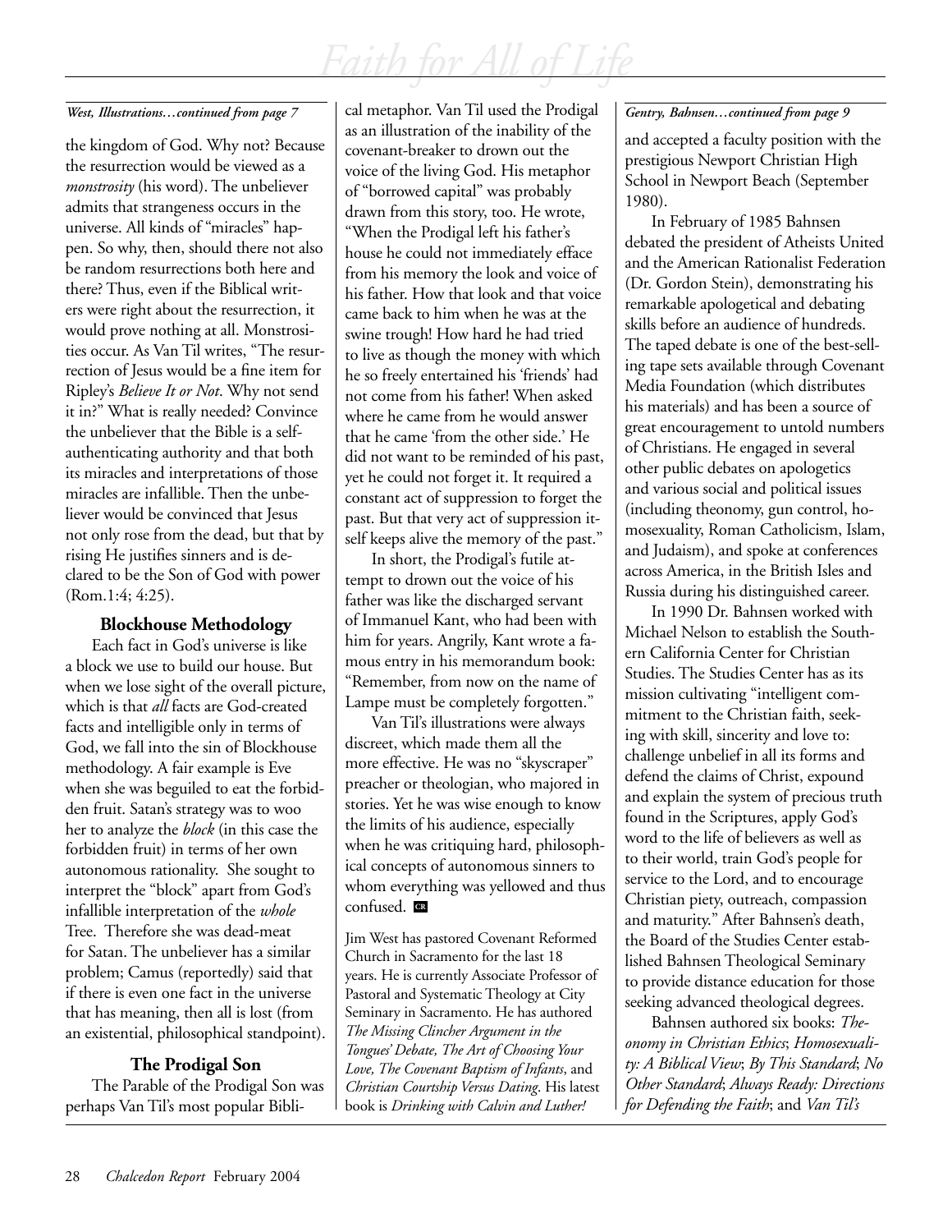*West, Illustrations…continued from page 7*

the kingdom of God. Why not? Because the resurrection would be viewed as a *monstrosity* (his word). The unbeliever admits that strangeness occurs in the universe. All kinds of "miracles" happen. So why, then, should there not also be random resurrections both here and there? Thus, even if the Biblical writers were right about the resurrection, it would prove nothing at all. Monstrosities occur. As Van Til writes, "The resurrection of Jesus would be a fine item for Ripley's *Believe It or Not*. Why not send it in?" What is really needed? Convince the unbeliever that the Bible is a self-authenticating authority and that both its miracles and interpretations of those miracles are infallible. Then the unbeliever would be convinced that Jesus not only rose from the dead, but that by rising He justifies sinners and is declared to be the Son of God with power (Rom.1:4; 4:25).

### Blockhouse Methodology

Each fact in God's universe is like a block we use to build our house. But when we lose sight of the overall picture, which is that *all* facts are God-created facts and intelligible only in terms of God, we fall into the sin of Blockhouse methodology. A fair example is Eve when she was beguiled to eat the forbidden fruit. Satan's strategy was to woo her to analyze the *block* (in this case the forbidden fruit) in terms of her own autonomous rationality. She sought to interpret the "block" apart from God's infallible interpretation of the *whole* Tree. Therefore she was dead-meat for Satan. The unbeliever has a similar problem; Camus (reportedly) said that if there is even one fact in the universe that has meaning, then all is lost (from an existential, philosophical standpoint).

### The Prodigal Son

The Parable of the Prodigal Son was perhaps Van Til's most popular Biblical metaphor. Van Til used the Prodigal as an illustration of the inability of the covenant-breaker to drown out the voice of the living God. His metaphor of "borrowed capital" was probably drawn from this story, too. He wrote, "When the Prodigal left his father's house he could not immediately efface from his memory the look and voice of his father. How that look and that voice came back to him when he was at the swine trough! How hard he had tried to live as though the money with which he so freely entertained his 'friends' had not come from his father! When asked where he came from he would answer that he came 'from the other side.' He did not want to be reminded of his past, yet he could not forget it. It required a constant act of suppression to forget the past. But that very act of suppression itself keeps alive the memory of the past."

In short, the Prodigal's futile attempt to drown out the voice of his father was like the discharged servant of Immanuel Kant, who had been with him for years. Angrily, Kant wrote a famous entry in his memorandum book: "Remember, from now on the name of Lampe must be completely forgotten."

Van Til's illustrations were always discreet, which made them all the more effective. He was no "skyscraper" preacher or theologian, who majored in stories. Yet he was wise enough to know the limits of his audience, especially when he was critiquing hard, philosophical concepts of autonomous sinners to whom everything was yellowed and thus confused. CR

Jim West has pastored Covenant Reformed Church in Sacramento for the last 18 years. He is currently Associate Professor of Pastoral and Systematic Theology at City Seminary in Sacramento. He has authored *The Missing Clincher Argument in the Tongues' Debate, The Art of Choosing Your Love, The Covenant Baptism of Infants*, and *Christian Courtship Versus Dating*. His latest book is *Drinking with Calvin and Luther!*

---

*Gentry, Bahnsen…continued from page 9*

and accepted a faculty position with the prestigious Newport Christian High School in Newport Beach (September 1980).

In February of 1985 Bahnsen debated the president of Atheists United and the American Rationalist Federation (Dr. Gordon Stein), demonstrating his remarkable apologetical and debating skills before an audience of hundreds. The taped debate is one of the best-selling tape sets available through Covenant Media Foundation (which distributes his materials) and has been a source of great encouragement to untold numbers of Christians. He engaged in several other public debates on apologetics and various social and political issues (including theonomy, gun control, homosexuality, Roman Catholicism, Islam, and Judaism), and spoke at conferences across America, in the British Isles and Russia during his distinguished career.

In 1990 Dr. Bahnsen worked with Michael Nelson to establish the Southern California Center for Christian Studies. The Studies Center has as its mission cultivating "intelligent commitment to the Christian faith, seeking with skill, sincerity and love to: challenge unbelief in all its forms and defend the claims of Christ, expound and explain the system of precious truth found in the Scriptures, apply God's word to the life of believers as well as to their world, train God's people for service to the Lord, and to encourage Christian piety, outreach, compassion and maturity." After Bahnsen's death, the Board of the Studies Center established Bahnsen Theological Seminary to provide distance education for those seeking advanced theological degrees.

Bahnsen authored six books: *Theonomy in Christian Ethics*; *Homosexuality: A Biblical View*; *By This Standard*; *No Other Standard*; *Always Ready: Directions for Defending the Faith*; and *Van Til's*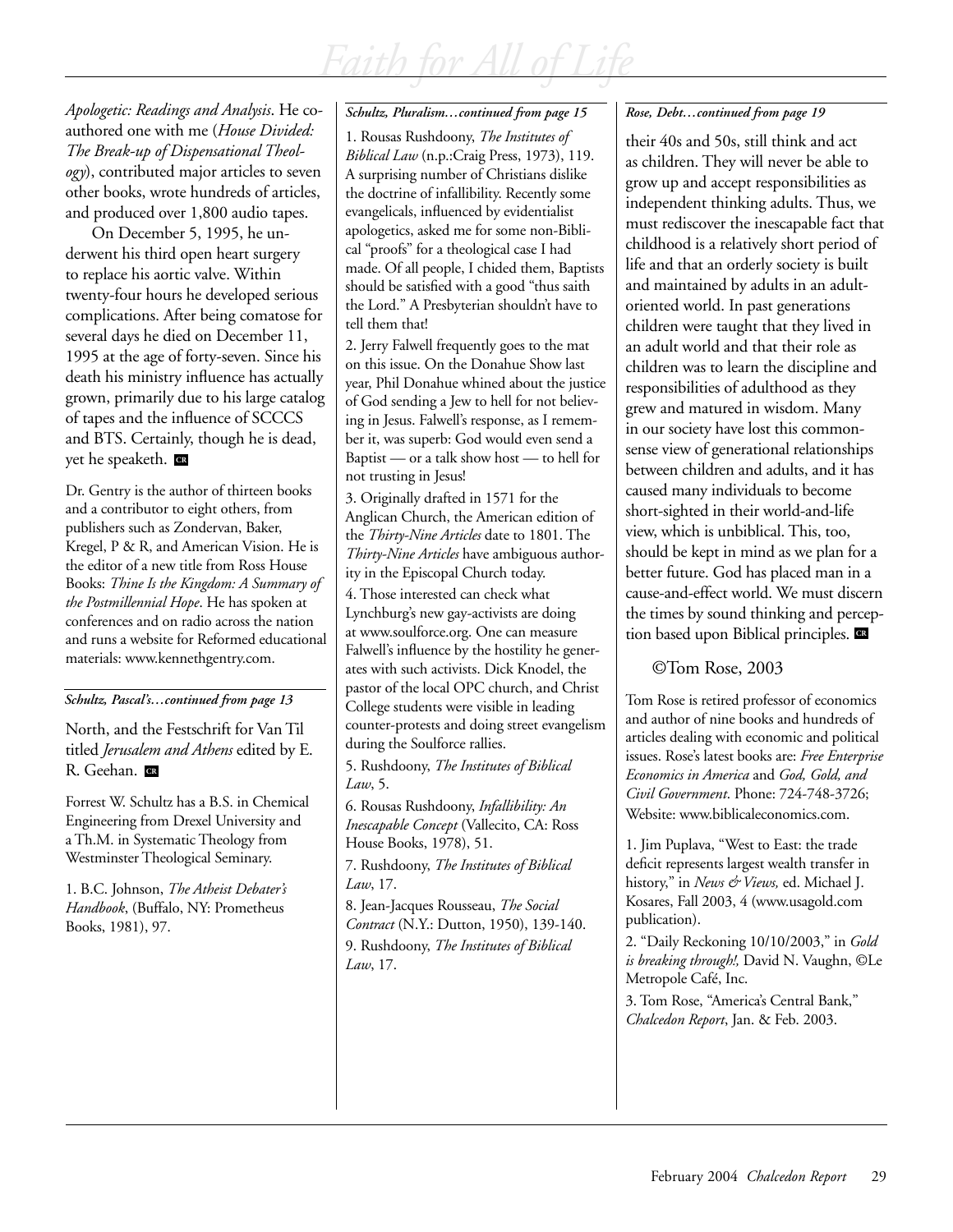*Apologetic: Readings and Analysis*. He co-authored one with me (*House Divided: The Break-up of Dispensational Theology*), contributed major articles to seven other books, wrote hundreds of articles, and produced over 1,800 audio tapes.

On December 5, 1995, he underwent his third open heart surgery to replace his aortic valve. Within twenty-four hours he developed serious complications. After being comatose for several days he died on December 11, 1995 at the age of forty-seven. Since his death his ministry influence has actually grown, primarily due to his large catalog of tapes and the influence of SCCCS and BTS. Certainly, though he is dead, yet he speaketh. CR

Dr. Gentry is the author of thirteen books and a contributor to eight others, from publishers such as Zondervan, Baker, Kregel, P & R, and American Vision. He is the editor of a new title from Ross House Books: *Thine Is the Kingdom: A Summary of the Postmillennial Hope*. He has spoken at conferences and on radio across the nation and runs a website for Reformed educational materials: www.kennethgentry.com.

***Schultz, Pascal's…continued from page 13***

North, and the Festschrift for Van Til titled *Jerusalem and Athens* edited by E. R. Geehan. CR

Forrest W. Schultz has a B.S. in Chemical Engineering from Drexel University and a Th.M. in Systematic Theology from Westminster Theological Seminary.

1. B.C. Johnson, *The Atheist Debater's Handbook*, (Buffalo, NY: Prometheus Books, 1981), 97.

***Schultz, Pluralism…continued from page 15***

1. Rousas Rushdoony, *The Institutes of Biblical Law* (n.p.:Craig Press, 1973), 119. A surprising number of Christians dislike the doctrine of infallibility. Recently some evangelicals, influenced by evidentialist apologetics, asked me for some non-Biblical "proofs" for a theological case I had made. Of all people, I chided them, Baptists should be satisfied with a good "thus saith the Lord." A Presbyterian shouldn't have to tell them that!

2. Jerry Falwell frequently goes to the mat on this issue. On the Donahue Show last year, Phil Donahue whined about the justice of God sending a Jew to hell for not believing in Jesus. Falwell's response, as I remember it, was superb: God would even send a Baptist — or a talk show host — to hell for not trusting in Jesus!

3. Originally drafted in 1571 for the Anglican Church, the American edition of the *Thirty-Nine Articles* date to 1801. The *Thirty-Nine Articles* have ambiguous authority in the Episcopal Church today.

4. Those interested can check what Lynchburg's new gay-activists are doing at www.soulforce.org. One can measure Falwell's influence by the hostility he generates with such activists. Dick Knodel, the pastor of the local OPC church, and Christ College students were visible in leading counter-protests and doing street evangelism during the Soulforce rallies.

5. Rushdoony, *The Institutes of Biblical Law*, 5.

6. Rousas Rushdoony, *Infallibility: An Inescapable Concept* (Vallecito, CA: Ross House Books, 1978), 51.

7. Rushdoony, *The Institutes of Biblical Law*, 17.

8. Jean-Jacques Rousseau, *The Social Contract* (N.Y.: Dutton, 1950), 139-140.

9. Rushdoony, *The Institutes of Biblical Law*, 17.

***Rose, Debt…continued from page 19***

their 40s and 50s, still think and act as children. They will never be able to grow up and accept responsibilities as independent thinking adults. Thus, we must rediscover the inescapable fact that childhood is a relatively short period of life and that an orderly society is built and maintained by adults in an adult-oriented world. In past generations children were taught that they lived in an adult world and that their role as children was to learn the discipline and responsibilities of adulthood as they grew and matured in wisdom. Many in our society have lost this common-sense view of generational relationships between children and adults, and it has caused many individuals to become short-sighted in their world-and-life view, which is unbiblical. This, too, should be kept in mind as we plan for a better future. God has placed man in a cause-and-effect world. We must discern the times by sound thinking and perception based upon Biblical principles. CR

©Tom Rose, 2003

Tom Rose is retired professor of economics and author of nine books and hundreds of articles dealing with economic and political issues. Rose's latest books are: *Free Enterprise Economics in America* and *God, Gold, and Civil Government*. Phone: 724-748-3726; Website: www.biblicaleconomics.com.

1. Jim Puplava, "West to East: the trade deficit represents largest wealth transfer in history," in *News & Views,* ed. Michael J. Kosares, Fall 2003, 4 (www.usagold.com publication).

2. "Daily Reckoning 10/10/2003," in *Gold is breaking through!,* David N. Vaughn, ©Le Metropole Café, Inc.

3. Tom Rose, "America's Central Bank," *Chalcedon Report*, Jan. & Feb. 2003.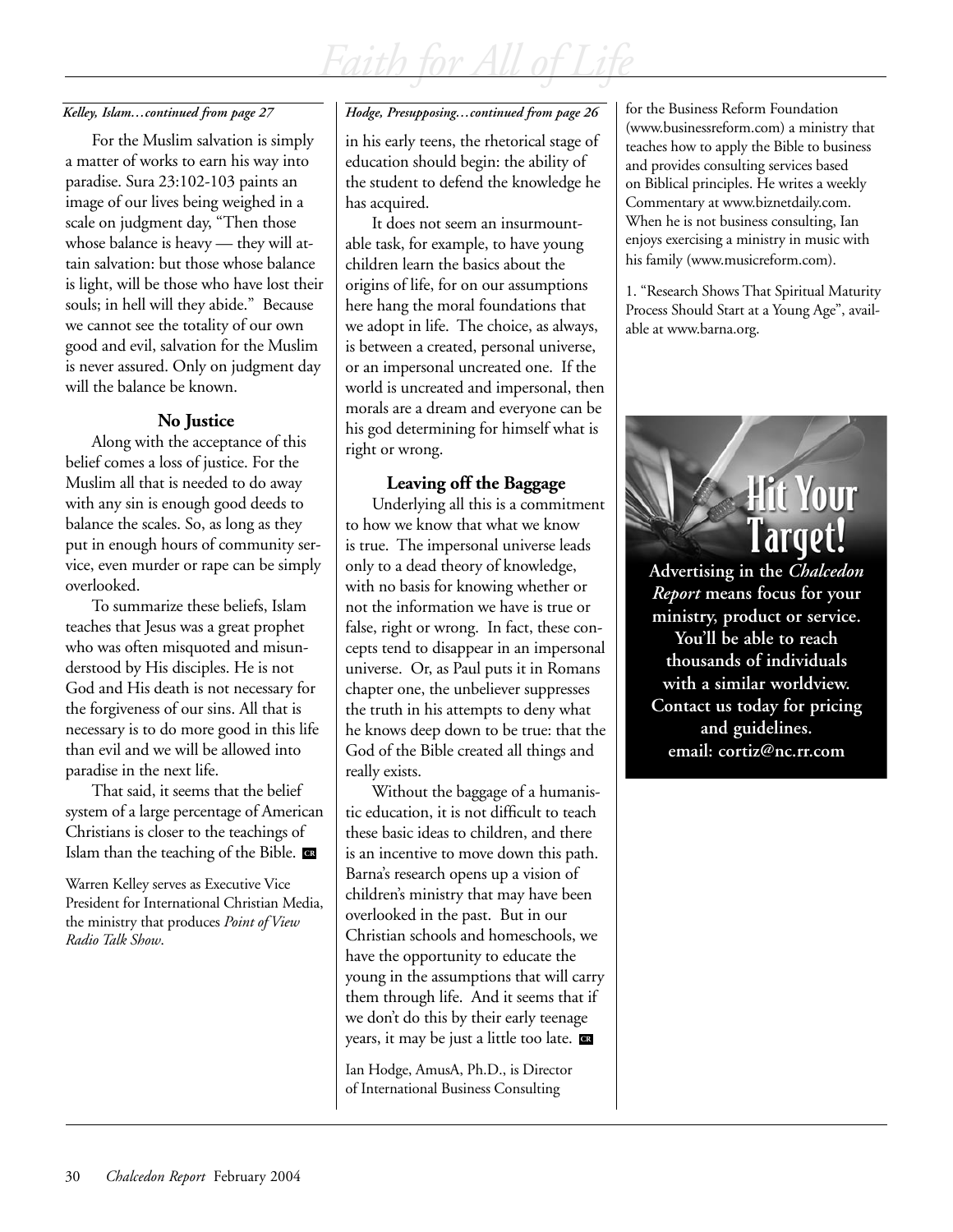*Kelley, Islam…continued from page 27*

For the Muslim salvation is simply a matter of works to earn his way into paradise. Sura 23:102-103 paints an image of our lives being weighed in a scale on judgment day, "Then those whose balance is heavy — they will attain salvation: but those whose balance is light, will be those who have lost their souls; in hell will they abide." Because we cannot see the totality of our own good and evil, salvation for the Muslim is never assured. Only on judgment day will the balance be known.

### No Justice

Along with the acceptance of this belief comes a loss of justice. For the Muslim all that is needed to do away with any sin is enough good deeds to balance the scales. So, as long as they put in enough hours of community service, even murder or rape can be simply overlooked.

To summarize these beliefs, Islam teaches that Jesus was a great prophet who was often misquoted and misunderstood by His disciples. He is not God and His death is not necessary for the forgiveness of our sins. All that is necessary is to do more good in this life than evil and we will be allowed into paradise in the next life.

That said, it seems that the belief system of a large percentage of American Christians is closer to the teachings of Islam than the teaching of the Bible. CR

Warren Kelley serves as Executive Vice President for International Christian Media, the ministry that produces *Point of View Radio Talk Show*.

*Hodge, Presupposing…continued from page 26*

in his early teens, the rhetorical stage of education should begin: the ability of the student to defend the knowledge he has acquired.

It does not seem an insurmountable task, for example, to have young children learn the basics about the origins of life, for on our assumptions here hang the moral foundations that we adopt in life. The choice, as always, is between a created, personal universe, or an impersonal uncreated one. If the world is uncreated and impersonal, then morals are a dream and everyone can be his god determining for himself what is right or wrong.

### Leaving off the Baggage

Underlying all this is a commitment to how we know that what we know is true. The impersonal universe leads only to a dead theory of knowledge, with no basis for knowing whether or not the information we have is true or false, right or wrong. In fact, these concepts tend to disappear in an impersonal universe. Or, as Paul puts it in Romans chapter one, the unbeliever suppresses the truth in his attempts to deny what he knows deep down to be true: that the God of the Bible created all things and really exists.

Without the baggage of a humanistic education, it is not difficult to teach these basic ideas to children, and there is an incentive to move down this path. Barna's research opens up a vision of children's ministry that may have been overlooked in the past. But in our Christian schools and homeschools, we have the opportunity to educate the young in the assumptions that will carry them through life. And it seems that if we don't do this by their early teenage years, it may be just a little too late. CR

Ian Hodge, AmusA, Ph.D., is Director of International Business Consulting for the Business Reform Foundation (www.businessreform.com) a ministry that teaches how to apply the Bible to business and provides consulting services based on Biblical principles. He writes a weekly Commentary at www.biznetdaily.com. When he is not business consulting, Ian enjoys exercising a ministry in music with his family (www.musicreform.com).

1. "Research Shows That Spiritual Maturity Process Should Start at a Young Age", available at www.barna.org.

**Hit Your Target!**

**Advertising in the *Chalcedon Report* means focus for your ministry, product or service. You'll be able to reach thousands of individuals with a similar worldview. Contact us today for pricing and guidelines. email: cortiz@nc.rr.com**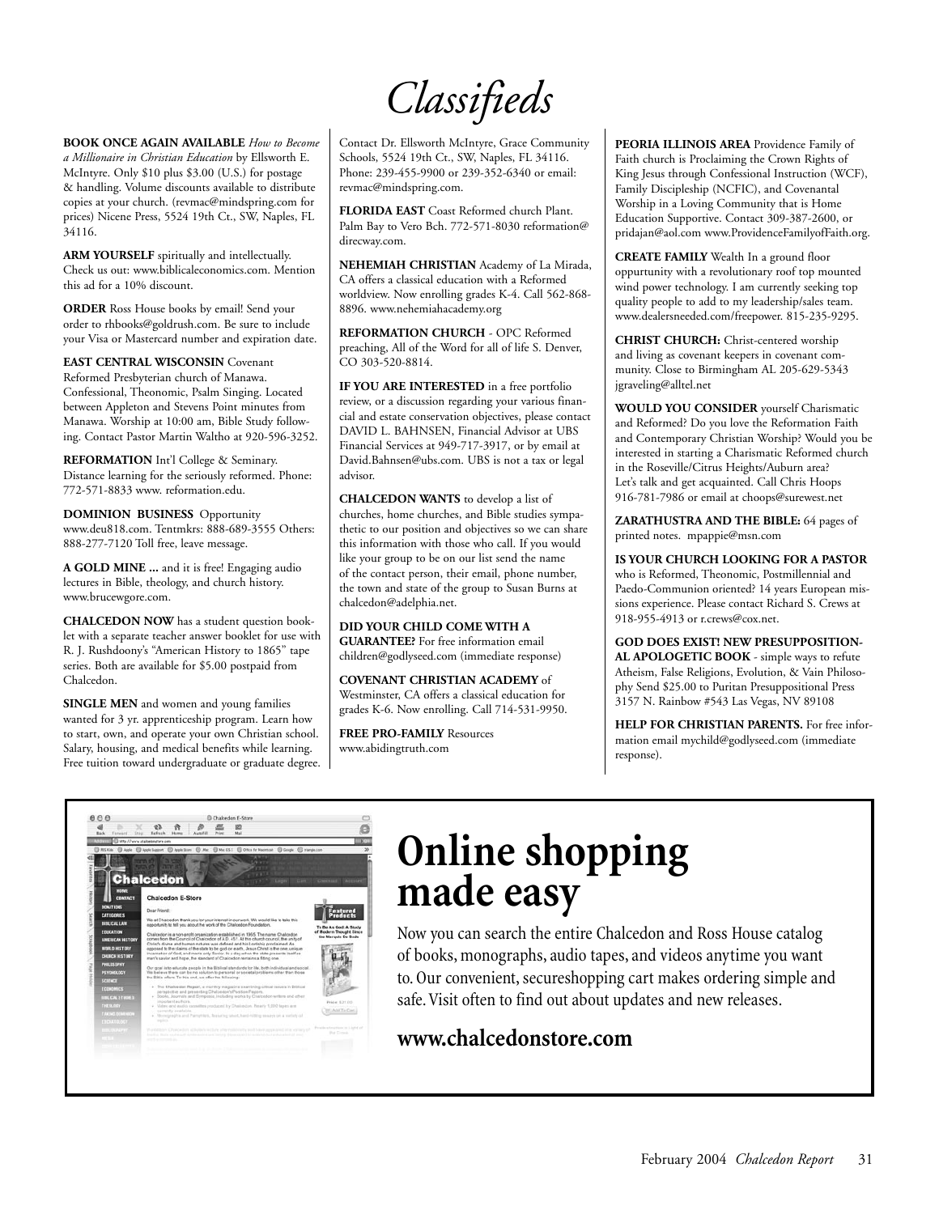# Classifieds

**BOOK ONCE AGAIN AVAILABLE** *How to Become a Millionaire in Christian Education* by Ellsworth E. McIntyre. Only $10 plus $3.00 (U.S.) for postage & handling. Volume discounts available to distribute copies at your church. (revmac@mindspring.com for prices) Nicene Press, 5524 19th Ct., SW, Naples, FL 34116.

**ARM YOURSELF** spiritually and intellectually. Check us out: www.biblicaleconomics.com. Mention this ad for a 10% discount.

**ORDER** Ross House books by email! Send your order to rhbooks@goldrush.com. Be sure to include your Visa or Mastercard number and expiration date.

**EAST CENTRAL WISCONSIN** Covenant Reformed Presbyterian church of Manawa. Confessional, Theonomic, Psalm Singing. Located between Appleton and Stevens Point minutes from Manawa. Worship at 10:00 am, Bible Study following. Contact Pastor Martin Waltho at 920-596-3252.

**REFORMATION** Int'l College & Seminary. Distance learning for the seriously reformed. Phone: 772-571-8833 www. reformation.edu.

**DOMINION BUSINESS** Opportunity www.deu818.com. Tentmkrs: 888-689-3555 Others: 888-277-7120 Toll free, leave message.

**A GOLD MINE ...** and it is free! Engaging audio lectures in Bible, theology, and church history. www.brucewgore.com.

**CHALCEDON NOW** has a student question booklet with a separate teacher answer booklet for use with R. J. Rushdoony's "American History to 1865" tape series. Both are available for $5.00 postpaid from Chalcedon.

**SINGLE MEN** and women and young families wanted for 3 yr. apprenticeship program. Learn how to start, own, and operate your own Christian school. Salary, housing, and medical benefits while learning. Free tuition toward undergraduate or graduate degree. Contact Dr. Ellsworth McIntyre, Grace Community Schools, 5524 19th Ct., SW, Naples, FL 34116. Phone: 239-455-9900 or 239-352-6340 or email: revmac@mindspring.com.

**FLORIDA EAST** Coast Reformed church Plant. Palm Bay to Vero Bch. 772-571-8030 reformation@direcway.com.

**NEHEMIAH CHRISTIAN** Academy of La Mirada, CA offers a classical education with a Reformed worldview. Now enrolling grades K-4. Call 562-868-8896. www.nehemiahacademy.org

**REFORMATION CHURCH** - OPC Reformed preaching, All of the Word for all of life S. Denver, CO 303-520-8814.

**IF YOU ARE INTERESTED** in a free portfolio review, or a discussion regarding your various financial and estate conservation objectives, please contact DAVID L. BAHNSEN, Financial Advisor at UBS Financial Services at 949-717-3917, or by email at David.Bahnsen@ubs.com. UBS is not a tax or legal advisor.

**CHALCEDON WANTS** to develop a list of churches, home churches, and Bible studies sympathetic to our position and objectives so we can share this information with those who call. If you would like your group to be on our list send the name of the contact person, their email, phone number, the town and state of the group to Susan Burns at chalcedon@adelphia.net.

**DID YOUR CHILD COME WITH A GUARANTEE?** For free information email children@godlyseed.com (immediate response)

**COVENANT CHRISTIAN ACADEMY** of Westminster, CA offers a classical education for grades K-6. Now enrolling. Call 714-531-9950.

**FREE PRO-FAMILY** Resources www.abidingtruth.com

**PEORIA ILLINOIS AREA** Providence Family of Faith church is Proclaiming the Crown Rights of King Jesus through Confessional Instruction (WCF), Family Discipleship (NCFIC), and Covenantal Worship in a Loving Community that is Home Education Supportive. Contact 309-387-2600, or pridajan@aol.com www.ProvidenceFamilyofFaith.org.

**CREATE FAMILY** Wealth In a ground floor oppurtunity with a revolutionary roof top mounted wind power technology. I am currently seeking top quality people to add to my leadership/sales team. www.dealersneeded.com/freepower. 815-235-9295.

**CHRIST CHURCH:** Christ-centered worship and living as covenant keepers in covenant community. Close to Birmingham AL 205-629-5343 jgraveling@alltel.net

**WOULD YOU CONSIDER** yourself Charismatic and Reformed? Do you love the Reformation Faith and Contemporary Christian Worship? Would you be interested in starting a Charismatic Reformed church in the Roseville/Citrus Heights/Auburn area? Let's talk and get acquainted. Call Chris Hoops 916-781-7986 or email at choops@surewest.net

**ZARATHUSTRA AND THE BIBLE:** 64 pages of printed notes. mpappie@msn.com

**IS YOUR CHURCH LOOKING FOR A PASTOR** who is Reformed, Theonomic, Postmillennial and Paedo-Communion oriented? 14 years European missions experience. Please contact Richard S. Crews at 918-955-4913 or r.crews@cox.net.

**GOD DOES EXIST! NEW PRESUPPOSITIONAL APOLOGETIC BOOK** - simple ways to refute Atheism, False Religions, Evolution, & Vain Philosophy Send $25.00 to Puritan Presuppositional Press 3157 N. Rainbow #543 Las Vegas, NV 89108

**HELP FOR CHRISTIAN PARENTS.** For free information email mychild@godlyseed.com (immediate response).

## Online shopping made easy

Now you can search the entire Chalcedon and Ross House catalog of books, monographs, audio tapes, and videos anytime you want to. Our convenient, secureshopping cart makes ordering simple and safe. Visit often to find out about updates and new releases.

**www.chalcedonstore.com**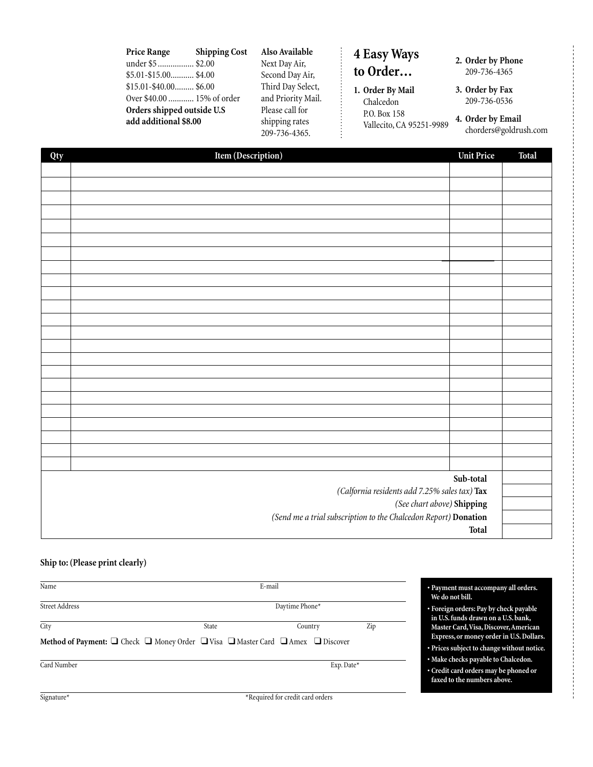| Price Range | Shipping Cost |
|---|---|
| under $5 | $2.00 |
| $5.01-$15.00 | $4.00 |
| $15.01-$40.00 | $6.00 |
| Over $40.00 | 15% of order |

**Orders shipped outside U.S add additional $8.00**

**Also Available**
Next Day Air, Second Day Air, Third Day Select, and Priority Mail. Please call for shipping rates 209-736-4365.

## 4 Easy Ways to Order…

1. **Order By Mail**
   Chalcedon
   P.O. Box 158
   Vallecito, CA 95251-9989
2. **Order by Phone**
   209-736-4365
3. **Order by Fax**
   209-736-0536
4. **Order by Email**
   chorders@goldrush.com

| Qty | Item (Description) | Unit Price | Total |
|---|---|---|---|
| | | | |
| | | | |
| | | | |
| | | | |
| | | | |
| | | | |
| | | | |
| | | | |
| | | | |
| | | | |
| | | | |
| | | | |
| | | | |
| | | | |
| | | | |
| | | | |
| | | | |
| | | | |
| | | | |
| | | | |
| | | | |
| | | | |
| | | | |
| | | | |
| | | **Sub-total** | |
| | | *(California residents add 7.25% sales tax)* **Tax** | |
| | | *(See chart above)* **Shipping** | |
| | | *(Send me a trial subscription to the Chalcedon Report)* **Donation** | |
| | | **Total** | |

**Ship to: (Please print clearly)**

Name _______________ E-mail _______________

Street Address _______________ Daytime Phone* _______________

City _______________ State _______ Country _______ Zip _______

**Method of Payment:** ❑ Check ❑ Money Order ❑ Visa ❑ Master Card ❑ Amex ❑ Discover

Card Number _______________ Exp. Date* _______

Signature* _______________ *Required for credit card orders

- **Payment must accompany all orders. We do not bill.**
- **Foreign orders: Pay by check payable in U.S. funds drawn on a U.S. bank, Master Card, Visa, Discover, American Express, or money order in U.S. Dollars.**
- **Prices subject to change without notice.**
- **Make checks payable to Chalcedon.**
- **Credit card orders may be phoned or faxed to the numbers above.**